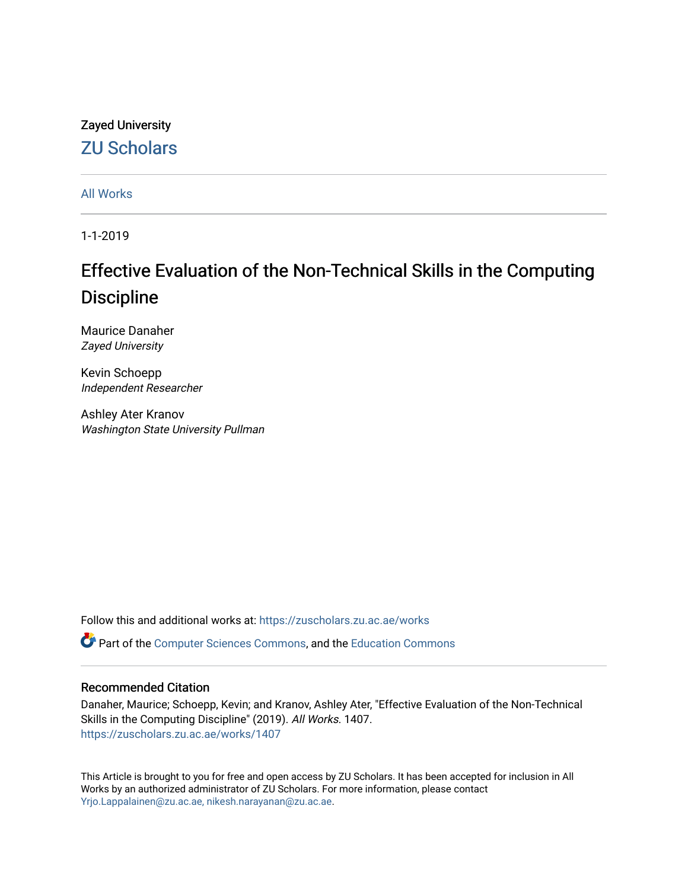Zayed University

# ZU Scholars

All Works

1-1-2019

# Effective Evaluation of the Non-Technical Skills in the Computing Discipline

Maurice Danaher
*Zayed University*

Kevin Schoepp
*Independent Researcher*

Ashley Ater Kranov
*Washington State University Pullman*

Follow this and additional works at: https://zuscholars.zu.ac.ae/works

Part of the Computer Sciences Commons, and the Education Commons

## Recommended Citation

Danaher, Maurice; Schoepp, Kevin; and Kranov, Ashley Ater, "Effective Evaluation of the Non-Technical Skills in the Computing Discipline" (2019). *All Works*. 1407.
https://zuscholars.zu.ac.ae/works/1407

This Article is brought to you for free and open access by ZU Scholars. It has been accepted for inclusion in All Works by an authorized administrator of ZU Scholars. For more information, please contact Yrjo.Lappalainen@zu.ac.ae, nikesh.narayanan@zu.ac.ae.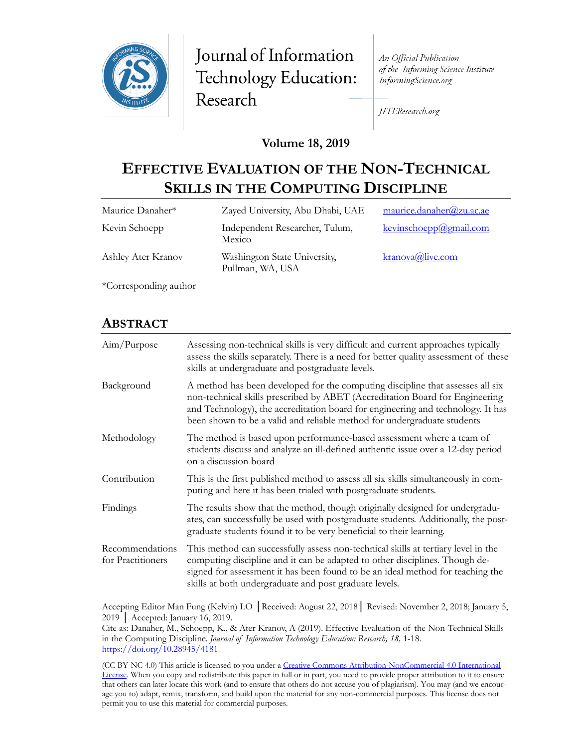# Journal of Information Technology Education: Research

*An Official Publication of the Informing Science Institute InformingScience.org*

*JITEResearch.org*

**Volume 18, 2019**

# EFFECTIVE EVALUATION OF THE NON-TECHNICAL SKILLS IN THE COMPUTING DISCIPLINE

| | | |
|---|---|---|
| Maurice Danaher* | Zayed University, Abu Dhabi, UAE | maurice.danaher@zu.ac.ae |
| Kevin Schoepp | Independent Researcher, Tulum, Mexico | kevinschoepp@gmail.com |
| Ashley Ater Kranov | Washington State University, Pullman, WA, USA | kranova@live.com |

*Corresponding author

## ABSTRACT

| | |
|---|---|
| Aim/Purpose | Assessing non-technical skills is very difficult and current approaches typically assess the skills separately. There is a need for better quality assessment of these skills at undergraduate and postgraduate levels. |
| Background | A method has been developed for the computing discipline that assesses all six non-technical skills prescribed by ABET (Accreditation Board for Engineering and Technology), the accreditation board for engineering and technology. It has been shown to be a valid and reliable method for undergraduate students |
| Methodology | The method is based upon performance-based assessment where a team of students discuss and analyze an ill-defined authentic issue over a 12-day period on a discussion board |
| Contribution | This is the first published method to assess all six skills simultaneously in computing and here it has been trialed with postgraduate students. |
| Findings | The results show that the method, though originally designed for undergraduates, can successfully be used with postgraduate students. Additionally, the postgraduate students found it to be very beneficial to their learning. |
| Recommendations for Practitioners | This method can successfully assess non-technical skills at tertiary level in the computing discipline and it can be adapted to other disciplines. Though designed for assessment it has been found to be an ideal method for teaching the skills at both undergraduate and post graduate levels. |

Accepting Editor Man Fung (Kelvin) LO │Received: August 22, 2018│ Revised: November 2, 2018; January 5, 2019 │ Accepted: January 16, 2019.

Cite as: Danaher, M., Schoepp, K., & Ater Kranov, A (2019). Effective Evaluation of the Non-Technical Skills in the Computing Discipline. *Journal of Information Technology Education: Research, 18,* 1-18. https://doi.org/10.28945/4181

(CC BY-NC 4.0) This article is licensed to you under a Creative Commons Attribution-NonCommercial 4.0 International License. When you copy and redistribute this paper in full or in part, you need to provide proper attribution to it to ensure that others can later locate this work (and to ensure that others do not accuse you of plagiarism). You may (and we encourage you to) adapt, remix, transform, and build upon the material for any non-commercial purposes. This license does not permit you to use this material for commercial purposes.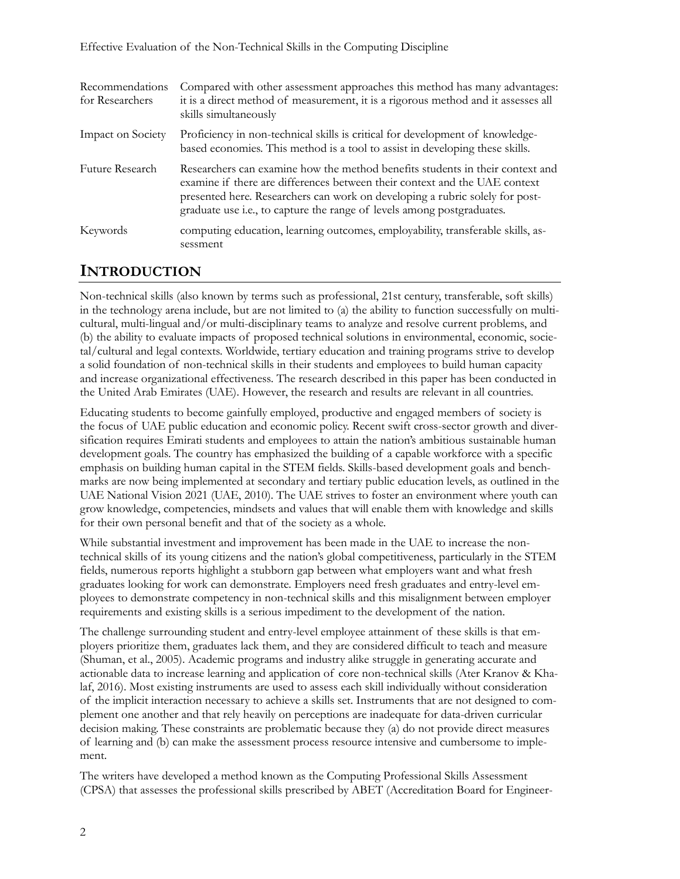| | |
|---|---|
| Recommendations for Researchers | Compared with other assessment approaches this method has many advantages: it is a direct method of measurement, it is a rigorous method and it assesses all skills simultaneously |
| Impact on Society | Proficiency in non-technical skills is critical for development of knowledge-based economies. This method is a tool to assist in developing these skills. |
| Future Research | Researchers can examine how the method benefits students in their context and examine if there are differences between their context and the UAE context presented here. Researchers can work on developing a rubric solely for post-graduate use i.e., to capture the range of levels among postgraduates. |
| Keywords | computing education, learning outcomes, employability, transferable skills, assessment |

## INTRODUCTION

Non-technical skills (also known by terms such as professional, 21st century, transferable, soft skills) in the technology arena include, but are not limited to (a) the ability to function successfully on multi-cultural, multi-lingual and/or multi-disciplinary teams to analyze and resolve current problems, and (b) the ability to evaluate impacts of proposed technical solutions in environmental, economic, societal/cultural and legal contexts. Worldwide, tertiary education and training programs strive to develop a solid foundation of non-technical skills in their students and employees to build human capacity and increase organizational effectiveness. The research described in this paper has been conducted in the United Arab Emirates (UAE). However, the research and results are relevant in all countries.

Educating students to become gainfully employed, productive and engaged members of society is the focus of UAE public education and economic policy. Recent swift cross-sector growth and diversification requires Emirati students and employees to attain the nation's ambitious sustainable human development goals. The country has emphasized the building of a capable workforce with a specific emphasis on building human capital in the STEM fields. Skills-based development goals and benchmarks are now being implemented at secondary and tertiary public education levels, as outlined in the UAE National Vision 2021 (UAE, 2010). The UAE strives to foster an environment where youth can grow knowledge, competencies, mindsets and values that will enable them with knowledge and skills for their own personal benefit and that of the society as a whole.

While substantial investment and improvement has been made in the UAE to increase the non-technical skills of its young citizens and the nation's global competitiveness, particularly in the STEM fields, numerous reports highlight a stubborn gap between what employers want and what fresh graduates looking for work can demonstrate. Employers need fresh graduates and entry-level employees to demonstrate competency in non-technical skills and this misalignment between employer requirements and existing skills is a serious impediment to the development of the nation.

The challenge surrounding student and entry-level employee attainment of these skills is that employers prioritize them, graduates lack them, and they are considered difficult to teach and measure (Shuman, et al., 2005). Academic programs and industry alike struggle in generating accurate and actionable data to increase learning and application of core non-technical skills (Ater Kranov & Khalaf, 2016). Most existing instruments are used to assess each skill individually without consideration of the implicit interaction necessary to achieve a skills set. Instruments that are not designed to complement one another and that rely heavily on perceptions are inadequate for data-driven curricular decision making. These constraints are problematic because they (a) do not provide direct measures of learning and (b) can make the assessment process resource intensive and cumbersome to implement.

The writers have developed a method known as the Computing Professional Skills Assessment (CPSA) that assesses the professional skills prescribed by ABET (Accreditation Board for Engineer-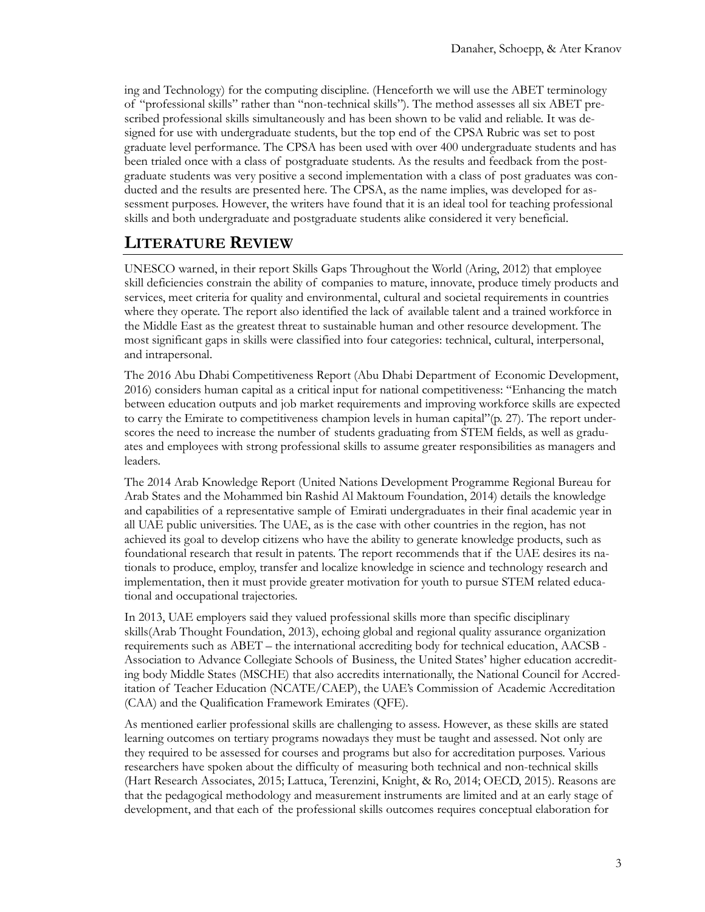ing and Technology) for the computing discipline. (Henceforth we will use the ABET terminology of "professional skills" rather than "non-technical skills"). The method assesses all six ABET prescribed professional skills simultaneously and has been shown to be valid and reliable. It was designed for use with undergraduate students, but the top end of the CPSA Rubric was set to post graduate level performance. The CPSA has been used with over 400 undergraduate students and has been trialed once with a class of postgraduate students. As the results and feedback from the postgraduate students was very positive a second implementation with a class of post graduates was conducted and the results are presented here. The CPSA, as the name implies, was developed for assessment purposes. However, the writers have found that it is an ideal tool for teaching professional skills and both undergraduate and postgraduate students alike considered it very beneficial.

## LITERATURE REVIEW

UNESCO warned, in their report Skills Gaps Throughout the World (Aring, 2012) that employee skill deficiencies constrain the ability of companies to mature, innovate, produce timely products and services, meet criteria for quality and environmental, cultural and societal requirements in countries where they operate. The report also identified the lack of available talent and a trained workforce in the Middle East as the greatest threat to sustainable human and other resource development. The most significant gaps in skills were classified into four categories: technical, cultural, interpersonal, and intrapersonal.

The 2016 Abu Dhabi Competitiveness Report (Abu Dhabi Department of Economic Development, 2016) considers human capital as a critical input for national competitiveness: "Enhancing the match between education outputs and job market requirements and improving workforce skills are expected to carry the Emirate to competitiveness champion levels in human capital"(p. 27). The report underscores the need to increase the number of students graduating from STEM fields, as well as graduates and employees with strong professional skills to assume greater responsibilities as managers and leaders.

The 2014 Arab Knowledge Report (United Nations Development Programme Regional Bureau for Arab States and the Mohammed bin Rashid Al Maktoum Foundation, 2014) details the knowledge and capabilities of a representative sample of Emirati undergraduates in their final academic year in all UAE public universities. The UAE, as is the case with other countries in the region, has not achieved its goal to develop citizens who have the ability to generate knowledge products, such as foundational research that result in patents. The report recommends that if the UAE desires its nationals to produce, employ, transfer and localize knowledge in science and technology research and implementation, then it must provide greater motivation for youth to pursue STEM related educational and occupational trajectories.

In 2013, UAE employers said they valued professional skills more than specific disciplinary skills(Arab Thought Foundation, 2013), echoing global and regional quality assurance organization requirements such as ABET – the international accrediting body for technical education, AACSB - Association to Advance Collegiate Schools of Business, the United States' higher education accrediting body Middle States (MSCHE) that also accredits internationally, the National Council for Accreditation of Teacher Education (NCATE/CAEP), the UAE's Commission of Academic Accreditation (CAA) and the Qualification Framework Emirates (QFE).

As mentioned earlier professional skills are challenging to assess. However, as these skills are stated learning outcomes on tertiary programs nowadays they must be taught and assessed. Not only are they required to be assessed for courses and programs but also for accreditation purposes. Various researchers have spoken about the difficulty of measuring both technical and non-technical skills (Hart Research Associates, 2015; Lattuca, Terenzini, Knight, & Ro, 2014; OECD, 2015). Reasons are that the pedagogical methodology and measurement instruments are limited and at an early stage of development, and that each of the professional skills outcomes requires conceptual elaboration for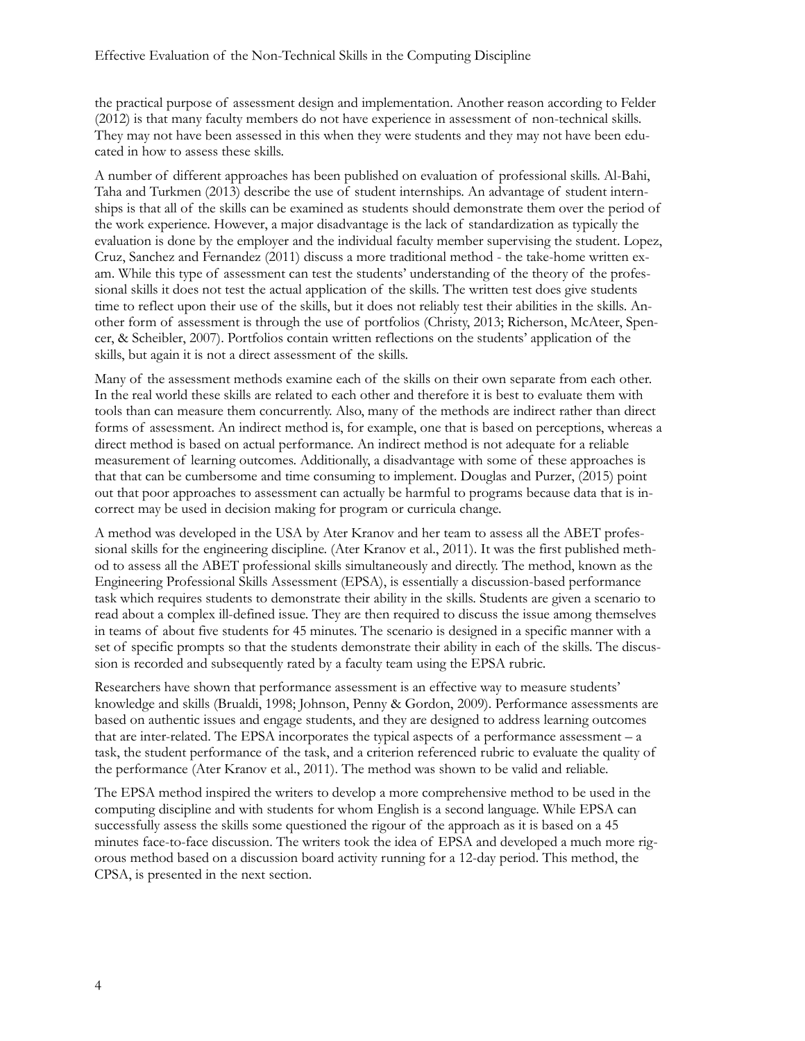the practical purpose of assessment design and implementation. Another reason according to Felder (2012) is that many faculty members do not have experience in assessment of non-technical skills. They may not have been assessed in this when they were students and they may not have been educated in how to assess these skills.

A number of different approaches has been published on evaluation of professional skills. Al-Bahi, Taha and Turkmen (2013) describe the use of student internships. An advantage of student internships is that all of the skills can be examined as students should demonstrate them over the period of the work experience. However, a major disadvantage is the lack of standardization as typically the evaluation is done by the employer and the individual faculty member supervising the student. Lopez, Cruz, Sanchez and Fernandez (2011) discuss a more traditional method - the take-home written exam. While this type of assessment can test the students' understanding of the theory of the professional skills it does not test the actual application of the skills. The written test does give students time to reflect upon their use of the skills, but it does not reliably test their abilities in the skills. Another form of assessment is through the use of portfolios (Christy, 2013; Richerson, McAteer, Spencer, & Scheibler, 2007). Portfolios contain written reflections on the students' application of the skills, but again it is not a direct assessment of the skills.

Many of the assessment methods examine each of the skills on their own separate from each other. In the real world these skills are related to each other and therefore it is best to evaluate them with tools than can measure them concurrently. Also, many of the methods are indirect rather than direct forms of assessment. An indirect method is, for example, one that is based on perceptions, whereas a direct method is based on actual performance. An indirect method is not adequate for a reliable measurement of learning outcomes. Additionally, a disadvantage with some of these approaches is that that can be cumbersome and time consuming to implement. Douglas and Purzer, (2015) point out that poor approaches to assessment can actually be harmful to programs because data that is incorrect may be used in decision making for program or curricula change.

A method was developed in the USA by Ater Kranov and her team to assess all the ABET professional skills for the engineering discipline. (Ater Kranov et al., 2011). It was the first published method to assess all the ABET professional skills simultaneously and directly. The method, known as the Engineering Professional Skills Assessment (EPSA), is essentially a discussion-based performance task which requires students to demonstrate their ability in the skills. Students are given a scenario to read about a complex ill-defined issue. They are then required to discuss the issue among themselves in teams of about five students for 45 minutes. The scenario is designed in a specific manner with a set of specific prompts so that the students demonstrate their ability in each of the skills. The discussion is recorded and subsequently rated by a faculty team using the EPSA rubric.

Researchers have shown that performance assessment is an effective way to measure students' knowledge and skills (Brualdi, 1998; Johnson, Penny & Gordon, 2009). Performance assessments are based on authentic issues and engage students, and they are designed to address learning outcomes that are inter-related. The EPSA incorporates the typical aspects of a performance assessment – a task, the student performance of the task, and a criterion referenced rubric to evaluate the quality of the performance (Ater Kranov et al., 2011). The method was shown to be valid and reliable.

The EPSA method inspired the writers to develop a more comprehensive method to be used in the computing discipline and with students for whom English is a second language. While EPSA can successfully assess the skills some questioned the rigour of the approach as it is based on a 45 minutes face-to-face discussion. The writers took the idea of EPSA and developed a much more rigorous method based on a discussion board activity running for a 12-day period. This method, the CPSA, is presented in the next section.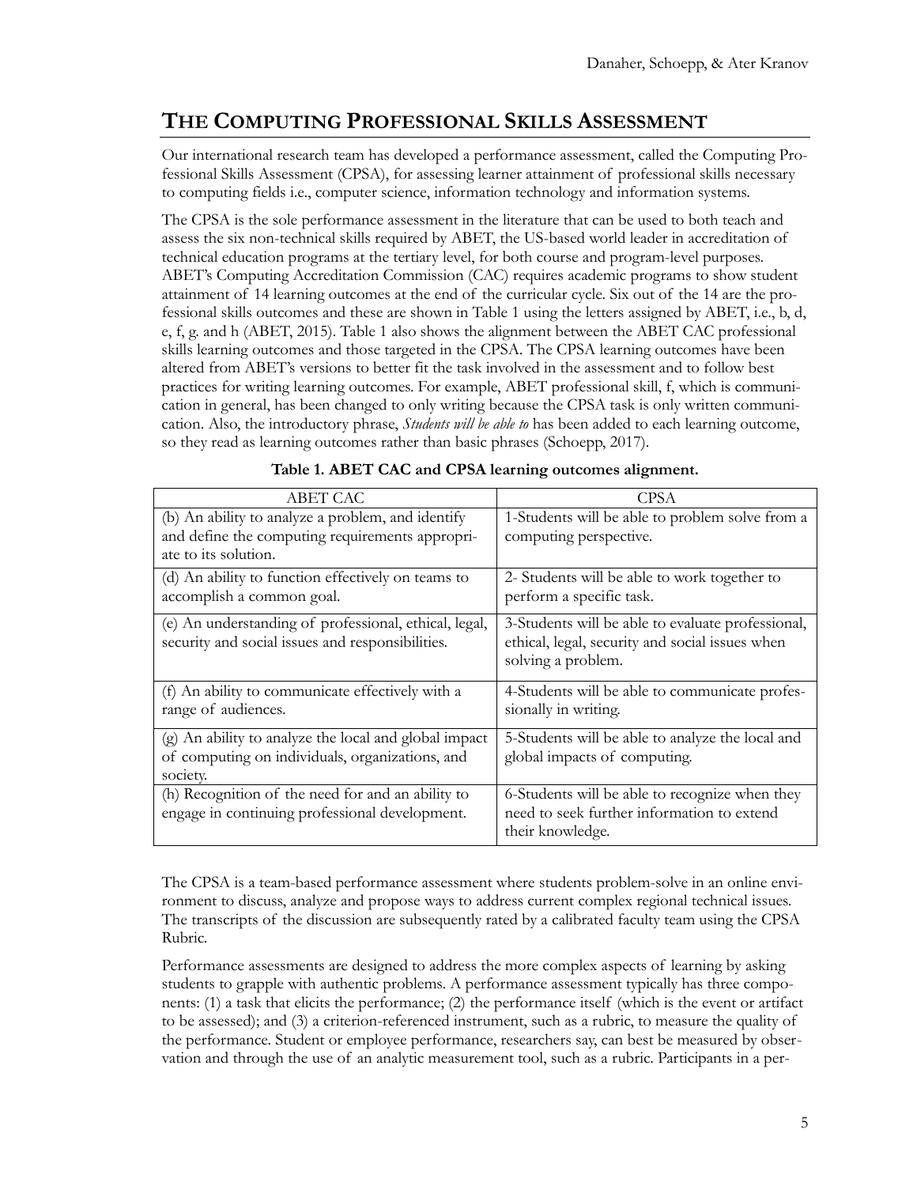## THE COMPUTING PROFESSIONAL SKILLS ASSESSMENT

Our international research team has developed a performance assessment, called the Computing Professional Skills Assessment (CPSA), for assessing learner attainment of professional skills necessary to computing fields i.e., computer science, information technology and information systems.

The CPSA is the sole performance assessment in the literature that can be used to both teach and assess the six non-technical skills required by ABET, the US-based world leader in accreditation of technical education programs at the tertiary level, for both course and program-level purposes. ABET's Computing Accreditation Commission (CAC) requires academic programs to show student attainment of 14 learning outcomes at the end of the curricular cycle. Six out of the 14 are the professional skills outcomes and these are shown in Table 1 using the letters assigned by ABET, i.e., b, d, e, f, g. and h (ABET, 2015). Table 1 also shows the alignment between the ABET CAC professional skills learning outcomes and those targeted in the CPSA. The CPSA learning outcomes have been altered from ABET's versions to better fit the task involved in the assessment and to follow best practices for writing learning outcomes. For example, ABET professional skill, f, which is communication in general, has been changed to only writing because the CPSA task is only written communication. Also, the introductory phrase, *Students will be able to* has been added to each learning outcome, so they read as learning outcomes rather than basic phrases (Schoepp, 2017).

**Table 1. ABET CAC and CPSA learning outcomes alignment.**

| ABET CAC | CPSA |
|---|---|
| (b) An ability to analyze a problem, and identify and define the computing requirements appropriate to its solution. | 1-Students will be able to problem solve from a computing perspective. |
| (d) An ability to function effectively on teams to accomplish a common goal. | 2- Students will be able to work together to perform a specific task. |
| (e) An understanding of professional, ethical, legal, security and social issues and responsibilities. | 3-Students will be able to evaluate professional, ethical, legal, security and social issues when solving a problem. |
| (f) An ability to communicate effectively with a range of audiences. | 4-Students will be able to communicate professionally in writing. |
| (g) An ability to analyze the local and global impact of computing on individuals, organizations, and society. | 5-Students will be able to analyze the local and global impacts of computing. |
| (h) Recognition of the need for and an ability to engage in continuing professional development. | 6-Students will be able to recognize when they need to seek further information to extend their knowledge. |

The CPSA is a team-based performance assessment where students problem-solve in an online environment to discuss, analyze and propose ways to address current complex regional technical issues. The transcripts of the discussion are subsequently rated by a calibrated faculty team using the CPSA Rubric.

Performance assessments are designed to address the more complex aspects of learning by asking students to grapple with authentic problems. A performance assessment typically has three components: (1) a task that elicits the performance; (2) the performance itself (which is the event or artifact to be assessed); and (3) a criterion-referenced instrument, such as a rubric, to measure the quality of the performance. Student or employee performance, researchers say, can best be measured by observation and through the use of an analytic measurement tool, such as a rubric. Participants in a per-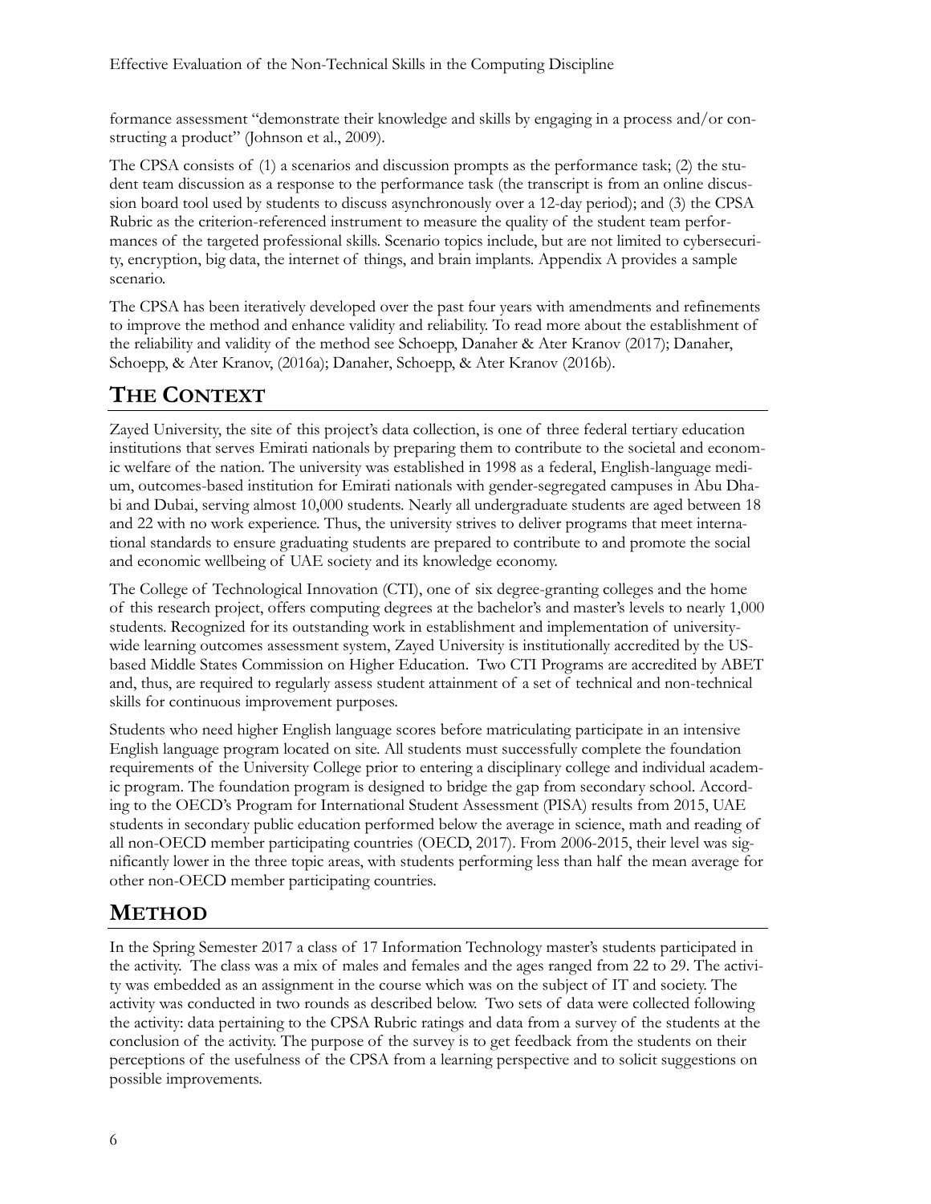formance assessment "demonstrate their knowledge and skills by engaging in a process and/or constructing a product" (Johnson et al., 2009).

The CPSA consists of (1) a scenarios and discussion prompts as the performance task; (2) the student team discussion as a response to the performance task (the transcript is from an online discussion board tool used by students to discuss asynchronously over a 12-day period); and (3) the CPSA Rubric as the criterion-referenced instrument to measure the quality of the student team performances of the targeted professional skills. Scenario topics include, but are not limited to cybersecurity, encryption, big data, the internet of things, and brain implants. Appendix A provides a sample scenario.

The CPSA has been iteratively developed over the past four years with amendments and refinements to improve the method and enhance validity and reliability. To read more about the establishment of the reliability and validity of the method see Schoepp, Danaher & Ater Kranov (2017); Danaher, Schoepp, & Ater Kranov, (2016a); Danaher, Schoepp, & Ater Kranov (2016b).

## THE CONTEXT

Zayed University, the site of this project's data collection, is one of three federal tertiary education institutions that serves Emirati nationals by preparing them to contribute to the societal and economic welfare of the nation. The university was established in 1998 as a federal, English-language medium, outcomes-based institution for Emirati nationals with gender-segregated campuses in Abu Dhabi and Dubai, serving almost 10,000 students. Nearly all undergraduate students are aged between 18 and 22 with no work experience. Thus, the university strives to deliver programs that meet international standards to ensure graduating students are prepared to contribute to and promote the social and economic wellbeing of UAE society and its knowledge economy.

The College of Technological Innovation (CTI), one of six degree-granting colleges and the home of this research project, offers computing degrees at the bachelor's and master's levels to nearly 1,000 students. Recognized for its outstanding work in establishment and implementation of university-wide learning outcomes assessment system, Zayed University is institutionally accredited by the US-based Middle States Commission on Higher Education. Two CTI Programs are accredited by ABET and, thus, are required to regularly assess student attainment of a set of technical and non-technical skills for continuous improvement purposes.

Students who need higher English language scores before matriculating participate in an intensive English language program located on site. All students must successfully complete the foundation requirements of the University College prior to entering a disciplinary college and individual academic program. The foundation program is designed to bridge the gap from secondary school. According to the OECD's Program for International Student Assessment (PISA) results from 2015, UAE students in secondary public education performed below the average in science, math and reading of all non-OECD member participating countries (OECD, 2017). From 2006-2015, their level was significantly lower in the three topic areas, with students performing less than half the mean average for other non-OECD member participating countries.

## METHOD

In the Spring Semester 2017 a class of 17 Information Technology master's students participated in the activity. The class was a mix of males and females and the ages ranged from 22 to 29. The activity was embedded as an assignment in the course which was on the subject of IT and society. The activity was conducted in two rounds as described below. Two sets of data were collected following the activity: data pertaining to the CPSA Rubric ratings and data from a survey of the students at the conclusion of the activity. The purpose of the survey is to get feedback from the students on their perceptions of the usefulness of the CPSA from a learning perspective and to solicit suggestions on possible improvements.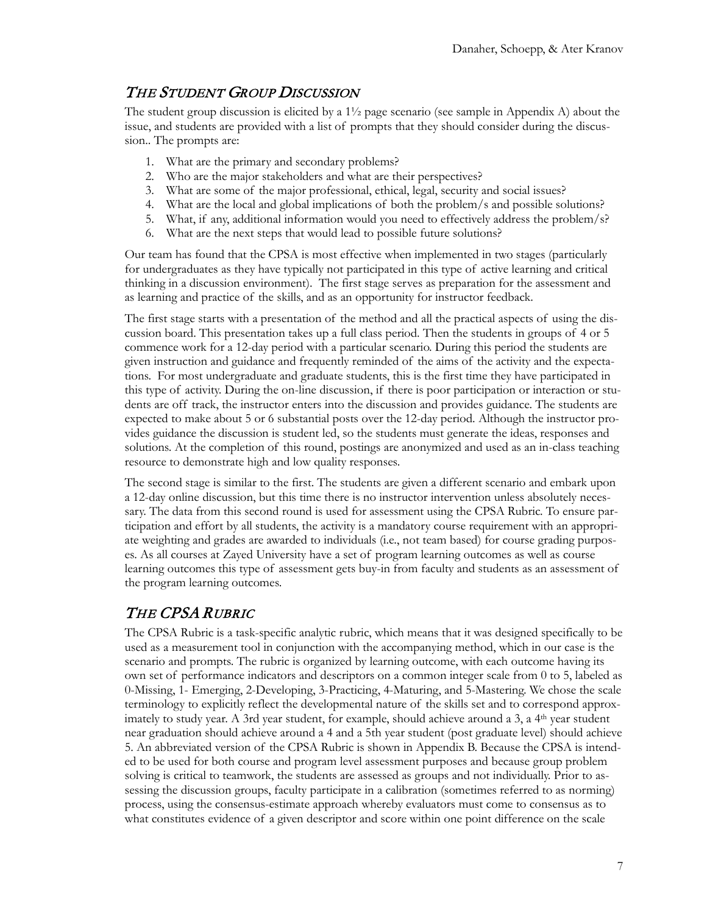## *The Student Group Discussion*

The student group discussion is elicited by a 1½ page scenario (see sample in Appendix A) about the issue, and students are provided with a list of prompts that they should consider during the discussion.. The prompts are:

1. What are the primary and secondary problems?
2. Who are the major stakeholders and what are their perspectives?
3. What are some of the major professional, ethical, legal, security and social issues?
4. What are the local and global implications of both the problem/s and possible solutions?
5. What, if any, additional information would you need to effectively address the problem/s?
6. What are the next steps that would lead to possible future solutions?

Our team has found that the CPSA is most effective when implemented in two stages (particularly for undergraduates as they have typically not participated in this type of active learning and critical thinking in a discussion environment). The first stage serves as preparation for the assessment and as learning and practice of the skills, and as an opportunity for instructor feedback.

The first stage starts with a presentation of the method and all the practical aspects of using the discussion board. This presentation takes up a full class period. Then the students in groups of 4 or 5 commence work for a 12-day period with a particular scenario. During this period the students are given instruction and guidance and frequently reminded of the aims of the activity and the expectations. For most undergraduate and graduate students, this is the first time they have participated in this type of activity. During the on-line discussion, if there is poor participation or interaction or students are off track, the instructor enters into the discussion and provides guidance. The students are expected to make about 5 or 6 substantial posts over the 12-day period. Although the instructor provides guidance the discussion is student led, so the students must generate the ideas, responses and solutions. At the completion of this round, postings are anonymized and used as an in-class teaching resource to demonstrate high and low quality responses.

The second stage is similar to the first. The students are given a different scenario and embark upon a 12-day online discussion, but this time there is no instructor intervention unless absolutely necessary. The data from this second round is used for assessment using the CPSA Rubric. To ensure participation and effort by all students, the activity is a mandatory course requirement with an appropriate weighting and grades are awarded to individuals (i.e., not team based) for course grading purposes. As all courses at Zayed University have a set of program learning outcomes as well as course learning outcomes this type of assessment gets buy-in from faculty and students as an assessment of the program learning outcomes.

## *The CPSA Rubric*

The CPSA Rubric is a task-specific analytic rubric, which means that it was designed specifically to be used as a measurement tool in conjunction with the accompanying method, which in our case is the scenario and prompts. The rubric is organized by learning outcome, with each outcome having its own set of performance indicators and descriptors on a common integer scale from 0 to 5, labeled as 0-Missing, 1- Emerging, 2-Developing, 3-Practicing, 4-Maturing, and 5-Mastering. We chose the scale terminology to explicitly reflect the developmental nature of the skills set and to correspond approximately to study year. A 3rd year student, for example, should achieve around a 3, a 4th year student near graduation should achieve around a 4 and a 5th year student (post graduate level) should achieve 5. An abbreviated version of the CPSA Rubric is shown in Appendix B. Because the CPSA is intended to be used for both course and program level assessment purposes and because group problem solving is critical to teamwork, the students are assessed as groups and not individually. Prior to assessing the discussion groups, faculty participate in a calibration (sometimes referred to as norming) process, using the consensus-estimate approach whereby evaluators must come to consensus as to what constitutes evidence of a given descriptor and score within one point difference on the scale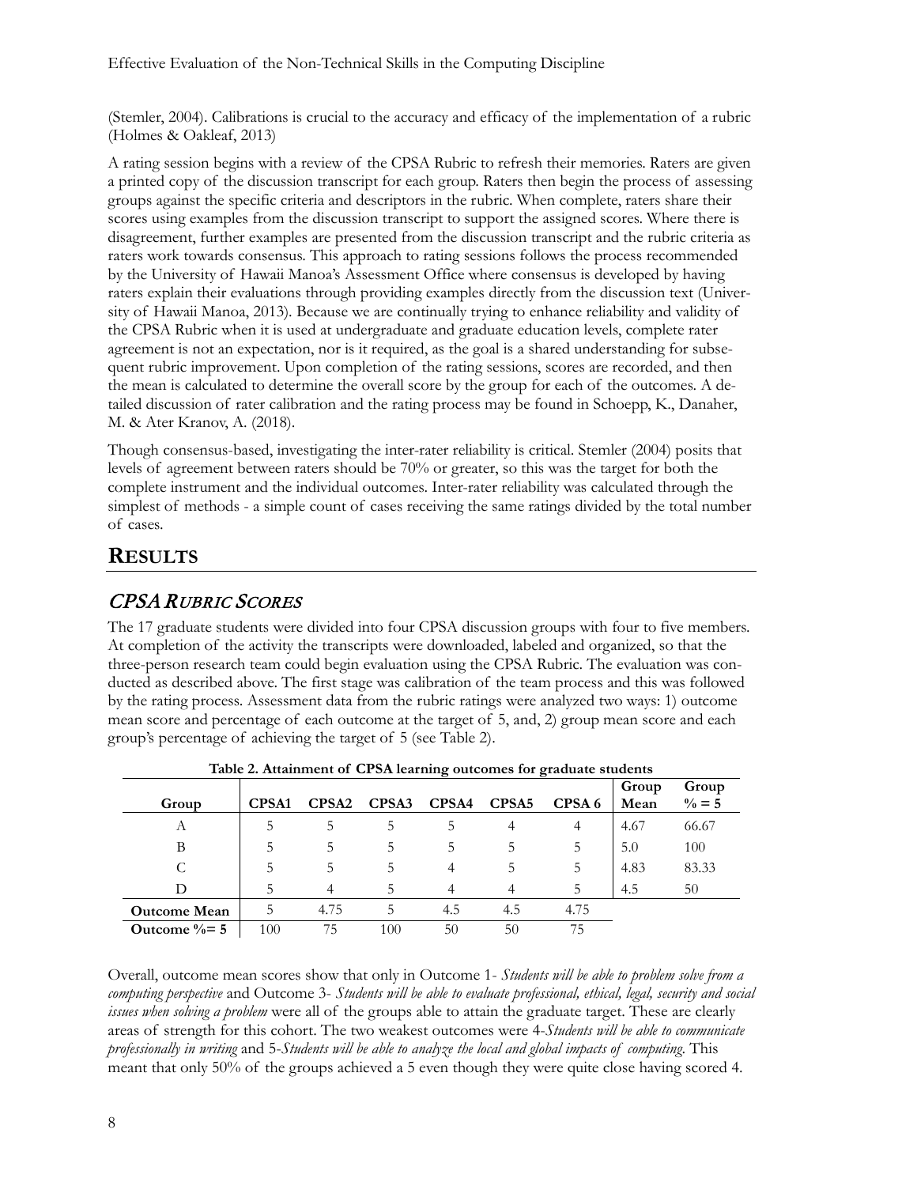(Stemler, 2004). Calibrations is crucial to the accuracy and efficacy of the implementation of a rubric (Holmes & Oakleaf, 2013)

A rating session begins with a review of the CPSA Rubric to refresh their memories. Raters are given a printed copy of the discussion transcript for each group. Raters then begin the process of assessing groups against the specific criteria and descriptors in the rubric. When complete, raters share their scores using examples from the discussion transcript to support the assigned scores. Where there is disagreement, further examples are presented from the discussion transcript and the rubric criteria as raters work towards consensus. This approach to rating sessions follows the process recommended by the University of Hawaii Manoa's Assessment Office where consensus is developed by having raters explain their evaluations through providing examples directly from the discussion text (University of Hawaii Manoa, 2013). Because we are continually trying to enhance reliability and validity of the CPSA Rubric when it is used at undergraduate and graduate education levels, complete rater agreement is not an expectation, nor is it required, as the goal is a shared understanding for subsequent rubric improvement. Upon completion of the rating sessions, scores are recorded, and then the mean is calculated to determine the overall score by the group for each of the outcomes. A detailed discussion of rater calibration and the rating process may be found in Schoepp, K., Danaher, M. & Ater Kranov, A. (2018).

Though consensus-based, investigating the inter-rater reliability is critical. Stemler (2004) posits that levels of agreement between raters should be 70% or greater, so this was the target for both the complete instrument and the individual outcomes. Inter-rater reliability was calculated through the simplest of methods - a simple count of cases receiving the same ratings divided by the total number of cases.

## RESULTS

### *CPSA Rubric Scores*

The 17 graduate students were divided into four CPSA discussion groups with four to five members. At completion of the activity the transcripts were downloaded, labeled and organized, so that the three-person research team could begin evaluation using the CPSA Rubric. The evaluation was conducted as described above. The first stage was calibration of the team process and this was followed by the rating process. Assessment data from the rubric ratings were analyzed two ways: 1) outcome mean score and percentage of each outcome at the target of 5, and, 2) group mean score and each group's percentage of achieving the target of 5 (see Table 2).

**Table 2. Attainment of CPSA learning outcomes for graduate students**

| Group | CPSA1 | CPSA2 | CPSA3 | CPSA4 | CPSA5 | CPSA 6 | Group Mean | Group % = 5 |
|---|---|---|---|---|---|---|---|---|
| A | 5 | 5 | 5 | 5 | 4 | 4 | 4.67 | 66.67 |
| B | 5 | 5 | 5 | 5 | 5 | 5 | 5.0 | 100 |
| C | 5 | 5 | 5 | 4 | 5 | 5 | 4.83 | 83.33 |
| D | 5 | 4 | 5 | 4 | 4 | 5 | 4.5 | 50 |
| **Outcome Mean** | 5 | 4.75 | 5 | 4.5 | 4.5 | 4.75 | | |
| **Outcome %= 5** | 100 | 75 | 100 | 50 | 50 | 75 | | |

Overall, outcome mean scores show that only in Outcome 1- *Students will be able to problem solve from a computing perspective* and Outcome 3- *Students will be able to evaluate professional, ethical, legal, security and social issues when solving a problem* were all of the groups able to attain the graduate target. These are clearly areas of strength for this cohort. The two weakest outcomes were 4-*Students will be able to communicate professionally in writing* and 5-*Students will be able to analyze the local and global impacts of computing*. This meant that only 50% of the groups achieved a 5 even though they were quite close having scored 4.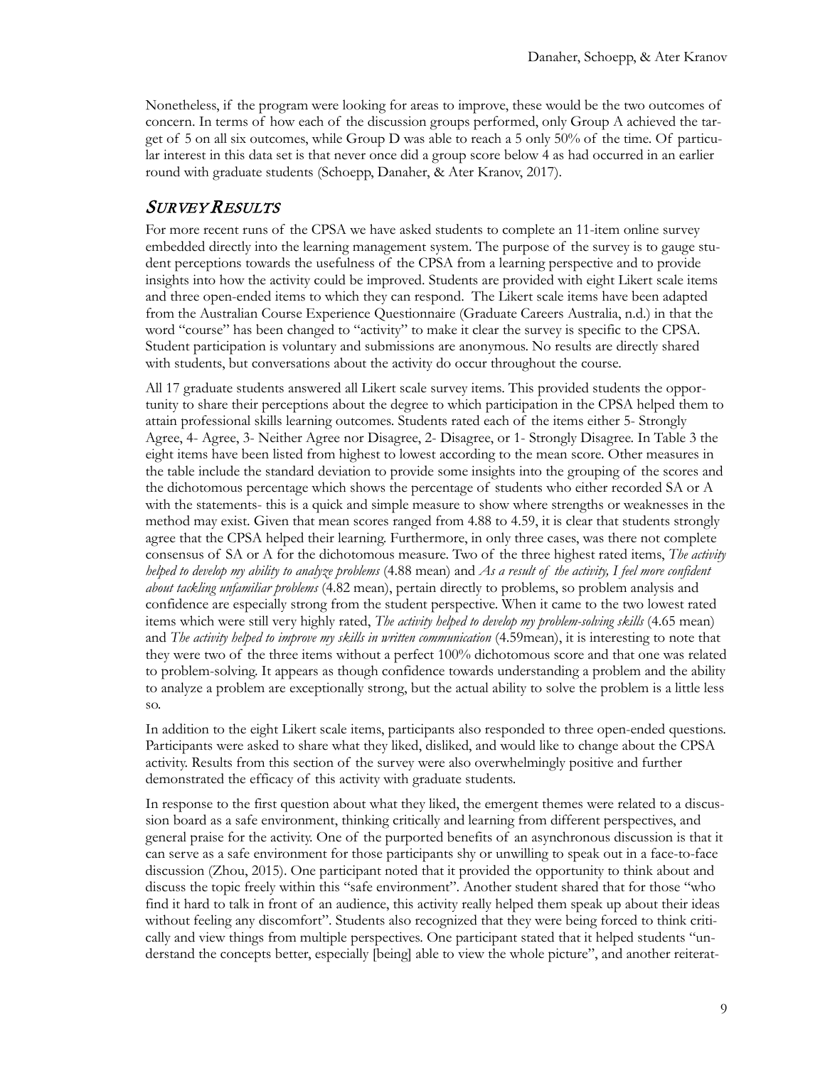Nonetheless, if the program were looking for areas to improve, these would be the two outcomes of concern. In terms of how each of the discussion groups performed, only Group A achieved the target of 5 on all six outcomes, while Group D was able to reach a 5 only 50% of the time. Of particular interest in this data set is that never once did a group score below 4 as had occurred in an earlier round with graduate students (Schoepp, Danaher, & Ater Kranov, 2017).

## *Survey Results*

For more recent runs of the CPSA we have asked students to complete an 11-item online survey embedded directly into the learning management system. The purpose of the survey is to gauge student perceptions towards the usefulness of the CPSA from a learning perspective and to provide insights into how the activity could be improved. Students are provided with eight Likert scale items and three open-ended items to which they can respond. The Likert scale items have been adapted from the Australian Course Experience Questionnaire (Graduate Careers Australia, n.d.) in that the word "course" has been changed to "activity" to make it clear the survey is specific to the CPSA. Student participation is voluntary and submissions are anonymous. No results are directly shared with students, but conversations about the activity do occur throughout the course.

All 17 graduate students answered all Likert scale survey items. This provided students the opportunity to share their perceptions about the degree to which participation in the CPSA helped them to attain professional skills learning outcomes. Students rated each of the items either 5- Strongly Agree, 4- Agree, 3- Neither Agree nor Disagree, 2- Disagree, or 1- Strongly Disagree. In Table 3 the eight items have been listed from highest to lowest according to the mean score. Other measures in the table include the standard deviation to provide some insights into the grouping of the scores and the dichotomous percentage which shows the percentage of students who either recorded SA or A with the statements- this is a quick and simple measure to show where strengths or weaknesses in the method may exist. Given that mean scores ranged from 4.88 to 4.59, it is clear that students strongly agree that the CPSA helped their learning. Furthermore, in only three cases, was there not complete consensus of SA or A for the dichotomous measure. Two of the three highest rated items, *The activity helped to develop my ability to analyze problems* (4.88 mean) and *As a result of the activity, I feel more confident about tackling unfamiliar problems* (4.82 mean), pertain directly to problems, so problem analysis and confidence are especially strong from the student perspective. When it came to the two lowest rated items which were still very highly rated, *The activity helped to develop my problem-solving skills* (4.65 mean) and *The activity helped to improve my skills in written communication* (4.59mean), it is interesting to note that they were two of the three items without a perfect 100% dichotomous score and that one was related to problem-solving. It appears as though confidence towards understanding a problem and the ability to analyze a problem are exceptionally strong, but the actual ability to solve the problem is a little less so.

In addition to the eight Likert scale items, participants also responded to three open-ended questions. Participants were asked to share what they liked, disliked, and would like to change about the CPSA activity. Results from this section of the survey were also overwhelmingly positive and further demonstrated the efficacy of this activity with graduate students.

In response to the first question about what they liked, the emergent themes were related to a discussion board as a safe environment, thinking critically and learning from different perspectives, and general praise for the activity. One of the purported benefits of an asynchronous discussion is that it can serve as a safe environment for those participants shy or unwilling to speak out in a face-to-face discussion (Zhou, 2015). One participant noted that it provided the opportunity to think about and discuss the topic freely within this "safe environment". Another student shared that for those "who find it hard to talk in front of an audience, this activity really helped them speak up about their ideas without feeling any discomfort". Students also recognized that they were being forced to think critically and view things from multiple perspectives. One participant stated that it helped students "understand the concepts better, especially [being] able to view the whole picture", and another reiterat-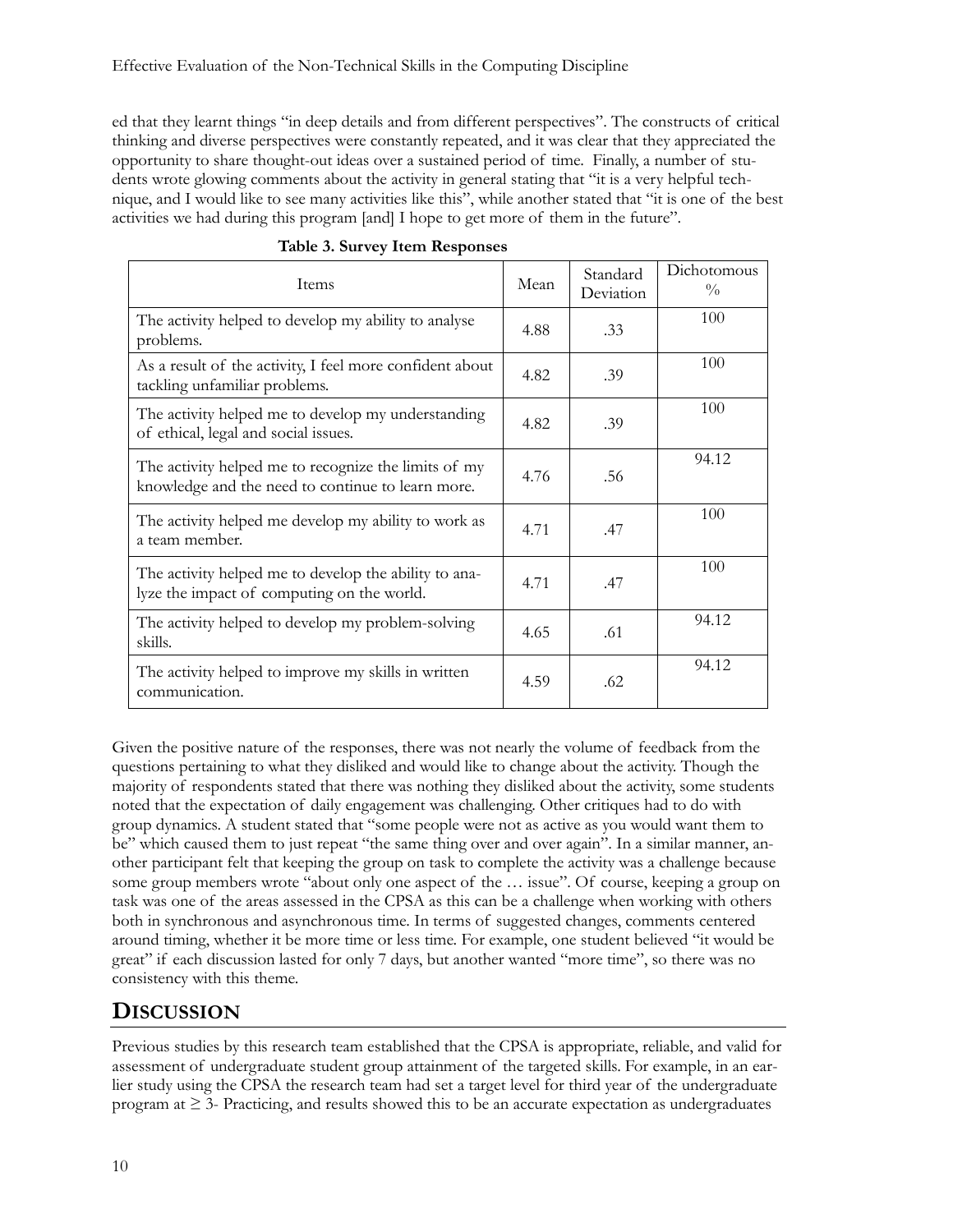ed that they learnt things "in deep details and from different perspectives". The constructs of critical thinking and diverse perspectives were constantly repeated, and it was clear that they appreciated the opportunity to share thought-out ideas over a sustained period of time. Finally, a number of students wrote glowing comments about the activity in general stating that "it is a very helpful technique, and I would like to see many activities like this", while another stated that "it is one of the best activities we had during this program [and] I hope to get more of them in the future".

**Table 3. Survey Item Responses**

| Items | Mean | Standard Deviation | Dichotomous % |
|---|---|---|---|
| The activity helped to develop my ability to analyse problems. | 4.88 | .33 | 100 |
| As a result of the activity, I feel more confident about tackling unfamiliar problems. | 4.82 | .39 | 100 |
| The activity helped me to develop my understanding of ethical, legal and social issues. | 4.82 | .39 | 100 |
| The activity helped me to recognize the limits of my knowledge and the need to continue to learn more. | 4.76 | .56 | 94.12 |
| The activity helped me develop my ability to work as a team member. | 4.71 | .47 | 100 |
| The activity helped me to develop the ability to analyze the impact of computing on the world. | 4.71 | .47 | 100 |
| The activity helped to develop my problem-solving skills. | 4.65 | .61 | 94.12 |
| The activity helped to improve my skills in written communication. | 4.59 | .62 | 94.12 |

Given the positive nature of the responses, there was not nearly the volume of feedback from the questions pertaining to what they disliked and would like to change about the activity. Though the majority of respondents stated that there was nothing they disliked about the activity, some students noted that the expectation of daily engagement was challenging. Other critiques had to do with group dynamics. A student stated that "some people were not as active as you would want them to be" which caused them to just repeat "the same thing over and over again". In a similar manner, another participant felt that keeping the group on task to complete the activity was a challenge because some group members wrote "about only one aspect of the … issue". Of course, keeping a group on task was one of the areas assessed in the CPSA as this can be a challenge when working with others both in synchronous and asynchronous time. In terms of suggested changes, comments centered around timing, whether it be more time or less time. For example, one student believed "it would be great" if each discussion lasted for only 7 days, but another wanted "more time", so there was no consistency with this theme.

## DISCUSSION

Previous studies by this research team established that the CPSA is appropriate, reliable, and valid for assessment of undergraduate student group attainment of the targeted skills. For example, in an earlier study using the CPSA the research team had set a target level for third year of the undergraduate program at ≥ 3- Practicing, and results showed this to be an accurate expectation as undergraduates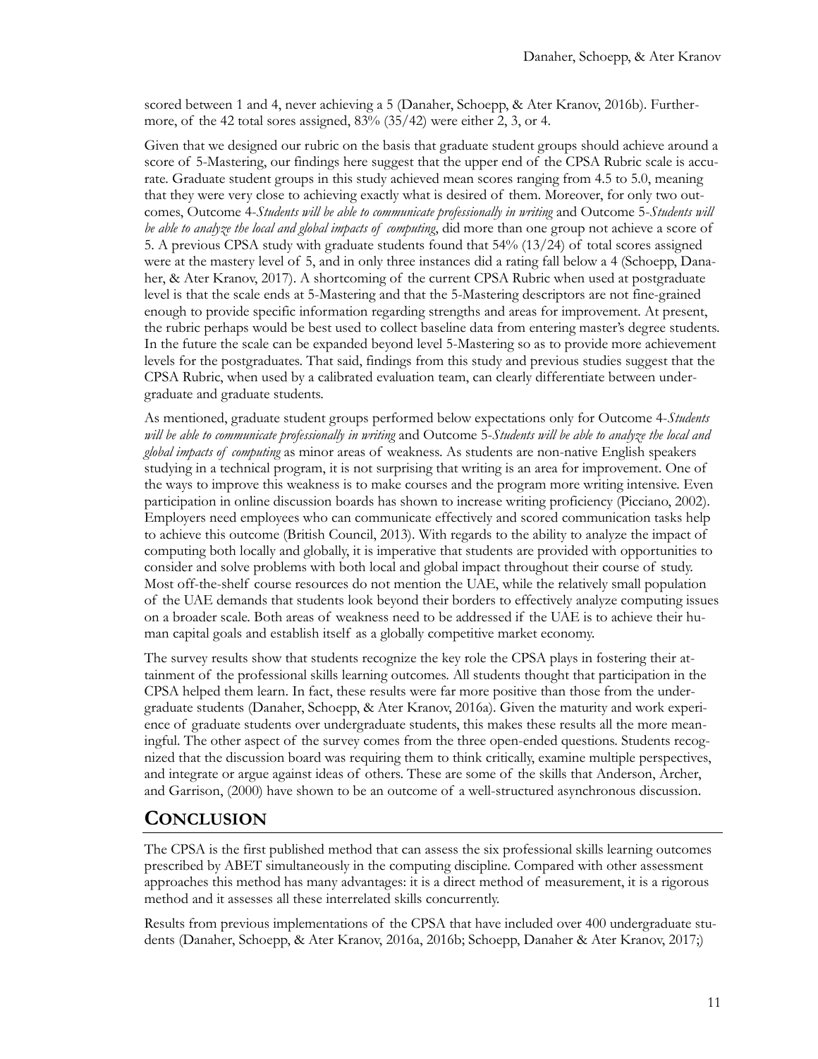scored between 1 and 4, never achieving a 5 (Danaher, Schoepp, & Ater Kranov, 2016b). Furthermore, of the 42 total sores assigned, 83% (35/42) were either 2, 3, or 4.

Given that we designed our rubric on the basis that graduate student groups should achieve around a score of 5-Mastering, our findings here suggest that the upper end of the CPSA Rubric scale is accurate. Graduate student groups in this study achieved mean scores ranging from 4.5 to 5.0, meaning that they were very close to achieving exactly what is desired of them. Moreover, for only two outcomes, Outcome 4-*Students will be able to communicate professionally in writing* and Outcome 5-*Students will be able to analyze the local and global impacts of computing*, did more than one group not achieve a score of 5. A previous CPSA study with graduate students found that 54% (13/24) of total scores assigned were at the mastery level of 5, and in only three instances did a rating fall below a 4 (Schoepp, Danaher, & Ater Kranov, 2017). A shortcoming of the current CPSA Rubric when used at postgraduate level is that the scale ends at 5-Mastering and that the 5-Mastering descriptors are not fine-grained enough to provide specific information regarding strengths and areas for improvement. At present, the rubric perhaps would be best used to collect baseline data from entering master's degree students. In the future the scale can be expanded beyond level 5-Mastering so as to provide more achievement levels for the postgraduates. That said, findings from this study and previous studies suggest that the CPSA Rubric, when used by a calibrated evaluation team, can clearly differentiate between undergraduate and graduate students.

As mentioned, graduate student groups performed below expectations only for Outcome 4-*Students will be able to communicate professionally in writing* and Outcome 5-*Students will be able to analyze the local and global impacts of computing* as minor areas of weakness. As students are non-native English speakers studying in a technical program, it is not surprising that writing is an area for improvement. One of the ways to improve this weakness is to make courses and the program more writing intensive. Even participation in online discussion boards has shown to increase writing proficiency (Picciano, 2002). Employers need employees who can communicate effectively and scored communication tasks help to achieve this outcome (British Council, 2013). With regards to the ability to analyze the impact of computing both locally and globally, it is imperative that students are provided with opportunities to consider and solve problems with both local and global impact throughout their course of study. Most off-the-shelf course resources do not mention the UAE, while the relatively small population of the UAE demands that students look beyond their borders to effectively analyze computing issues on a broader scale. Both areas of weakness need to be addressed if the UAE is to achieve their human capital goals and establish itself as a globally competitive market economy.

The survey results show that students recognize the key role the CPSA plays in fostering their attainment of the professional skills learning outcomes. All students thought that participation in the CPSA helped them learn. In fact, these results were far more positive than those from the undergraduate students (Danaher, Schoepp, & Ater Kranov, 2016a). Given the maturity and work experience of graduate students over undergraduate students, this makes these results all the more meaningful. The other aspect of the survey comes from the three open-ended questions. Students recognized that the discussion board was requiring them to think critically, examine multiple perspectives, and integrate or argue against ideas of others. These are some of the skills that Anderson, Archer, and Garrison, (2000) have shown to be an outcome of a well-structured asynchronous discussion.

## CONCLUSION

The CPSA is the first published method that can assess the six professional skills learning outcomes prescribed by ABET simultaneously in the computing discipline. Compared with other assessment approaches this method has many advantages: it is a direct method of measurement, it is a rigorous method and it assesses all these interrelated skills concurrently.

Results from previous implementations of the CPSA that have included over 400 undergraduate students (Danaher, Schoepp, & Ater Kranov, 2016a, 2016b; Schoepp, Danaher & Ater Kranov, 2017;)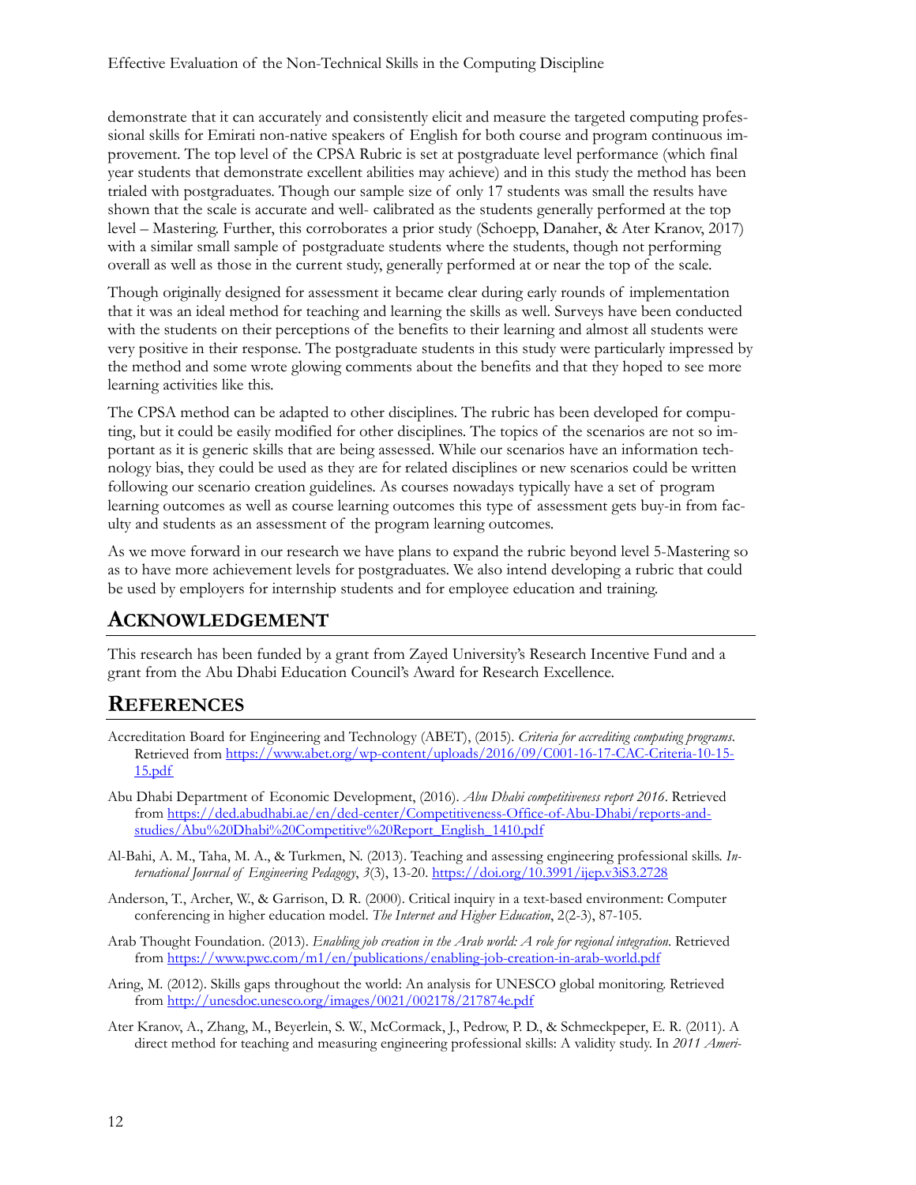demonstrate that it can accurately and consistently elicit and measure the targeted computing professional skills for Emirati non-native speakers of English for both course and program continuous improvement. The top level of the CPSA Rubric is set at postgraduate level performance (which final year students that demonstrate excellent abilities may achieve) and in this study the method has been trialed with postgraduates. Though our sample size of only 17 students was small the results have shown that the scale is accurate and well- calibrated as the students generally performed at the top level – Mastering. Further, this corroborates a prior study (Schoepp, Danaher, & Ater Kranov, 2017) with a similar small sample of postgraduate students where the students, though not performing overall as well as those in the current study, generally performed at or near the top of the scale.

Though originally designed for assessment it became clear during early rounds of implementation that it was an ideal method for teaching and learning the skills as well. Surveys have been conducted with the students on their perceptions of the benefits to their learning and almost all students were very positive in their response. The postgraduate students in this study were particularly impressed by the method and some wrote glowing comments about the benefits and that they hoped to see more learning activities like this.

The CPSA method can be adapted to other disciplines. The rubric has been developed for computing, but it could be easily modified for other disciplines. The topics of the scenarios are not so important as it is generic skills that are being assessed. While our scenarios have an information technology bias, they could be used as they are for related disciplines or new scenarios could be written following our scenario creation guidelines. As courses nowadays typically have a set of program learning outcomes as well as course learning outcomes this type of assessment gets buy-in from faculty and students as an assessment of the program learning outcomes.

As we move forward in our research we have plans to expand the rubric beyond level 5-Mastering so as to have more achievement levels for postgraduates. We also intend developing a rubric that could be used by employers for internship students and for employee education and training.

## ACKNOWLEDGEMENT

This research has been funded by a grant from Zayed University's Research Incentive Fund and a grant from the Abu Dhabi Education Council's Award for Research Excellence.

## REFERENCES

Accreditation Board for Engineering and Technology (ABET), (2015). *Criteria for accrediting computing programs*. Retrieved from https://www.abet.org/wp-content/uploads/2016/09/C001-16-17-CAC-Criteria-10-15-15.pdf

Abu Dhabi Department of Economic Development, (2016). *Abu Dhabi competitiveness report 2016*. Retrieved from https://ded.abudhabi.ae/en/ded-center/Competitiveness-Office-of-Abu-Dhabi/reports-and-studies/Abu%20Dhabi%20Competitive%20Report_English_1410.pdf

Al-Bahi, A. M., Taha, M. A., & Turkmen, N. (2013). Teaching and assessing engineering professional skills. *International Journal of Engineering Pedagogy*, *3*(3), 13-20. https://doi.org/10.3991/ijep.v3iS3.2728

Anderson, T., Archer, W., & Garrison, D. R. (2000). Critical inquiry in a text-based environment: Computer conferencing in higher education model. *The Internet and Higher Education*, 2(2-3), 87-105.

Arab Thought Foundation. (2013). *Enabling job creation in the Arab world: A role for regional integration*. Retrieved from https://www.pwc.com/m1/en/publications/enabling-job-creation-in-arab-world.pdf

Aring, M. (2012). Skills gaps throughout the world: An analysis for UNESCO global monitoring. Retrieved from http://unesdoc.unesco.org/images/0021/002178/217874e.pdf

Ater Kranov, A., Zhang, M., Beyerlein, S. W., McCormack, J., Pedrow, P. D., & Schmeckpeper, E. R. (2011). A direct method for teaching and measuring engineering professional skills: A validity study. In *2011 Ameri-*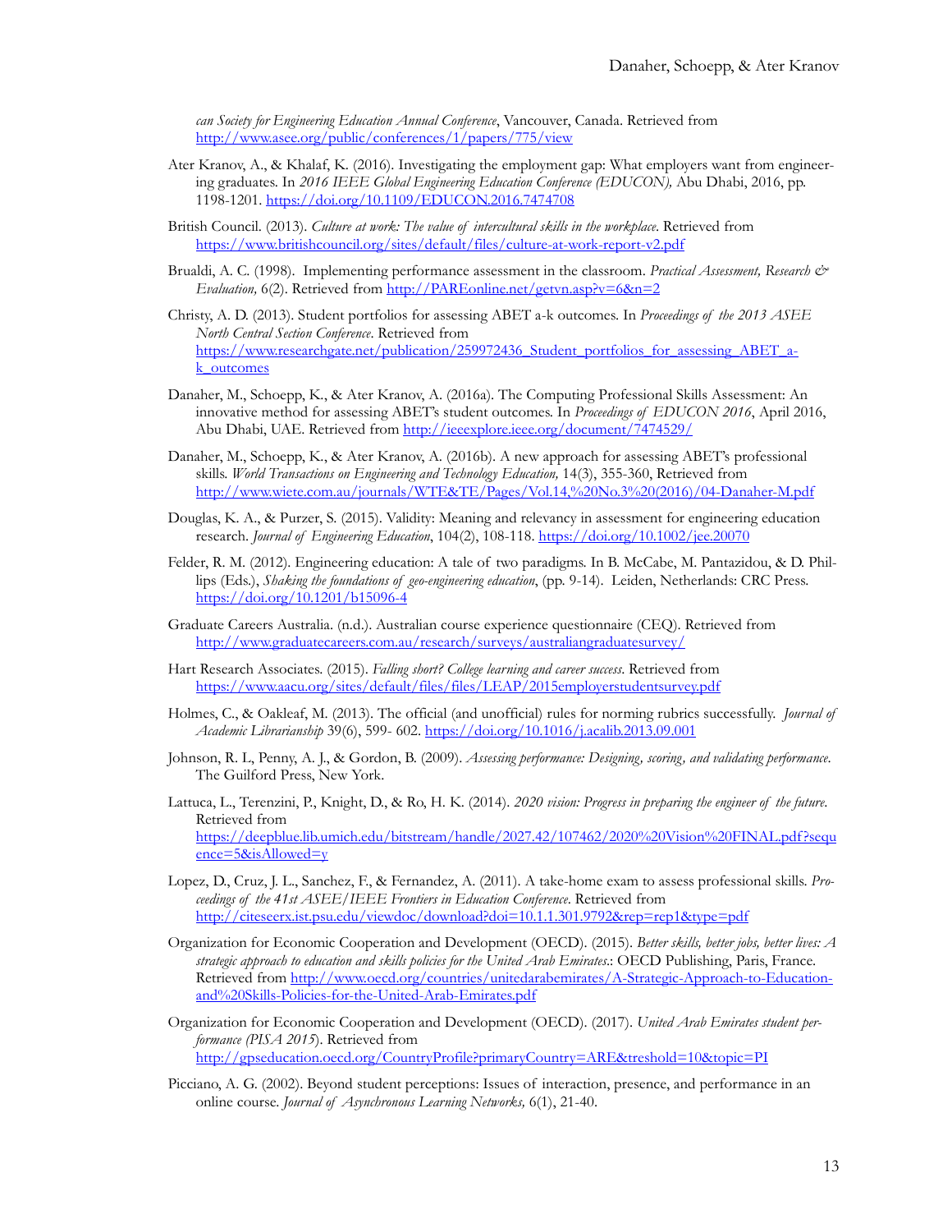*can Society for Engineering Education Annual Conference*, Vancouver, Canada. Retrieved from http://www.asee.org/public/conferences/1/papers/775/view

Ater Kranov, A., & Khalaf, K. (2016). Investigating the employment gap: What employers want from engineering graduates. In *2016 IEEE Global Engineering Education Conference (EDUCON),* Abu Dhabi, 2016, pp. 1198-1201. https://doi.org/10.1109/EDUCON.2016.7474708

British Council. (2013). *Culture at work: The value of intercultural skills in the workplace*. Retrieved from https://www.britishcouncil.org/sites/default/files/culture-at-work-report-v2.pdf

Brualdi, A. C. (1998). Implementing performance assessment in the classroom. *Practical Assessment, Research & Evaluation,* 6(2). Retrieved from http://PAREonline.net/getvn.asp?v=6&n=2

Christy, A. D. (2013). Student portfolios for assessing ABET a-k outcomes. In *Proceedings of the 2013 ASEE North Central Section Conference*. Retrieved from https://www.researchgate.net/publication/259972436_Student_portfolios_for_assessing_ABET_a-k_outcomes

Danaher, M., Schoepp, K., & Ater Kranov, A. (2016a). The Computing Professional Skills Assessment: An innovative method for assessing ABET's student outcomes. In *Proceedings of EDUCON 2016*, April 2016, Abu Dhabi, UAE. Retrieved from http://ieeexplore.ieee.org/document/7474529/

Danaher, M., Schoepp, K., & Ater Kranov, A. (2016b). A new approach for assessing ABET's professional skills. *World Transactions on Engineering and Technology Education,* 14(3), 355-360, Retrieved from http://www.wiete.com.au/journals/WTE&TE/Pages/Vol.14,%20No.3%20(2016)/04-Danaher-M.pdf

Douglas, K. A., & Purzer, S. (2015). Validity: Meaning and relevancy in assessment for engineering education research. *Journal of Engineering Education*, 104(2), 108-118. https://doi.org/10.1002/jee.20070

Felder, R. M. (2012). Engineering education: A tale of two paradigms. In B. McCabe, M. Pantazidou, & D. Phillips (Eds.), *Shaking the foundations of geo-engineering education*, (pp. 9-14). Leiden, Netherlands: CRC Press. https://doi.org/10.1201/b15096-4

Graduate Careers Australia. (n.d.). Australian course experience questionnaire (CEQ). Retrieved from http://www.graduatecareers.com.au/research/surveys/australiangraduatesurvey/

Hart Research Associates. (2015). *Falling short? College learning and career success*. Retrieved from https://www.aacu.org/sites/default/files/files/LEAP/2015employerstudentsurvey.pdf

Holmes, C., & Oakleaf, M. (2013). The official (and unofficial) rules for norming rubrics successfully. *Journal of Academic Librarianship* 39(6), 599- 602. https://doi.org/10.1016/j.acalib.2013.09.001

Johnson, R. L, Penny, A. J., & Gordon, B. (2009). *Assessing performance: Designing, scoring, and validating performance*. The Guilford Press, New York.

Lattuca, L., Terenzini, P., Knight, D., & Ro, H. K. (2014). *2020 vision: Progress in preparing the engineer of the future*. Retrieved from https://deepblue.lib.umich.edu/bitstream/handle/2027.42/107462/2020%20Vision%20FINAL.pdf?sequence=5&isAllowed=y

Lopez, D., Cruz, J. L., Sanchez, F., & Fernandez, A. (2011). A take-home exam to assess professional skills. *Proceedings of the 41st ASEE/IEEE Frontiers in Education Conference*. Retrieved from http://citeseerx.ist.psu.edu/viewdoc/download?doi=10.1.1.301.9792&rep=rep1&type=pdf

Organization for Economic Cooperation and Development (OECD). (2015). *Better skills, better jobs, better lives: A strategic approach to education and skills policies for the United Arab Emirates.*: OECD Publishing, Paris, France. Retrieved from http://www.oecd.org/countries/unitedarabemirates/A-Strategic-Approach-to-Education-and%20Skills-Policies-for-the-United-Arab-Emirates.pdf

Organization for Economic Cooperation and Development (OECD). (2017). *United Arab Emirates student performance (PISA 2015*). Retrieved from http://gpseducation.oecd.org/CountryProfile?primaryCountry=ARE&treshold=10&topic=PI

Picciano, A. G. (2002). Beyond student perceptions: Issues of interaction, presence, and performance in an online course. *Journal of Asynchronous Learning Networks,* 6(1), 21-40.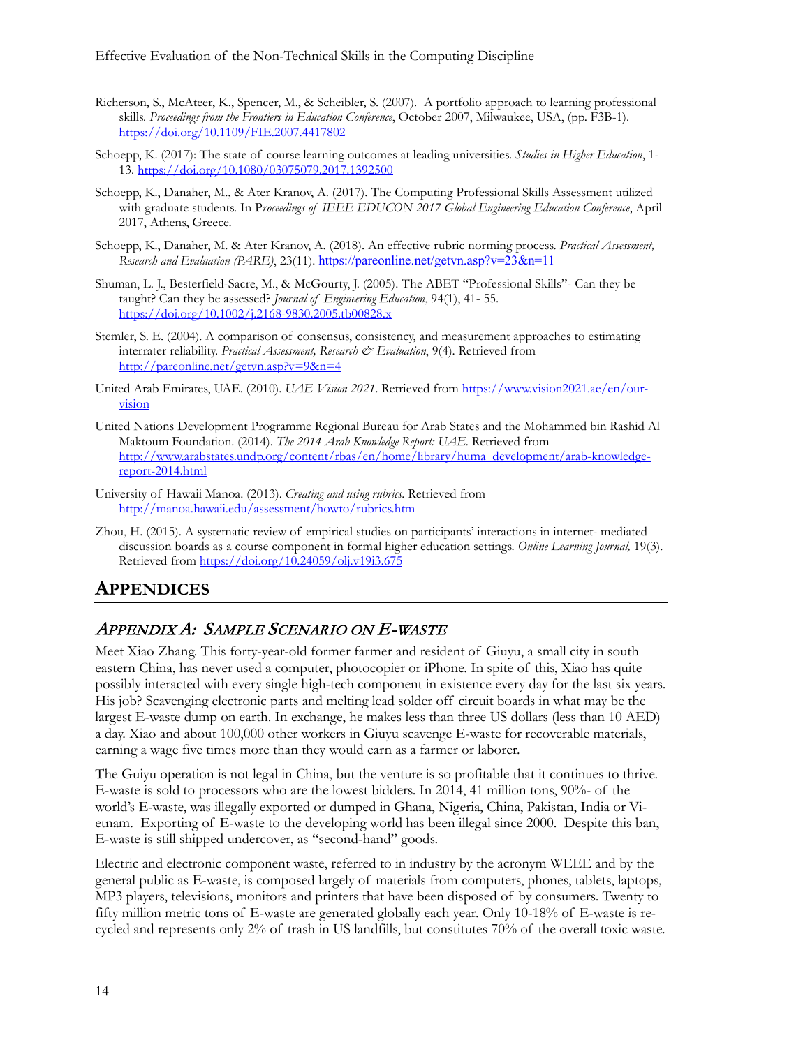Richerson, S., McAteer, K., Spencer, M., & Scheibler, S. (2007). A portfolio approach to learning professional skills. *Proceedings from the Frontiers in Education Conference*, October 2007, Milwaukee, USA, (pp. F3B-1). https://doi.org/10.1109/FIE.2007.4417802

Schoepp, K. (2017): The state of course learning outcomes at leading universities. *Studies in Higher Education*, 1-13. https://doi.org/10.1080/03075079.2017.1392500

Schoepp, K., Danaher, M., & Ater Kranov, A. (2017). The Computing Professional Skills Assessment utilized with graduate students. In P*roceedings of IEEE EDUCON 2017 Global Engineering Education Conference*, April 2017, Athens, Greece.

Schoepp, K., Danaher, M. & Ater Kranov, A. (2018). An effective rubric norming process. *Practical Assessment, Research and Evaluation (PARE)*, 23(11). https://pareonline.net/getvn.asp?v=23&n=11

Shuman, L. J., Besterfield-Sacre, M., & McGourty, J. (2005). The ABET "Professional Skills"- Can they be taught? Can they be assessed? *Journal of Engineering Education*, 94(1), 41- 55. https://doi.org/10.1002/j.2168-9830.2005.tb00828.x

Stemler, S. E. (2004). A comparison of consensus, consistency, and measurement approaches to estimating interrater reliability. *Practical Assessment, Research & Evaluation*, 9(4). Retrieved from http://pareonline.net/getvn.asp?v=9&n=4

United Arab Emirates, UAE. (2010). *UAE Vision 2021*. Retrieved from https://www.vision2021.ae/en/our-vision

United Nations Development Programme Regional Bureau for Arab States and the Mohammed bin Rashid Al Maktoum Foundation. (2014). *The 2014 Arab Knowledge Report: UAE.* Retrieved from http://www.arabstates.undp.org/content/rbas/en/home/library/huma_development/arab-knowledge-report-2014.html

University of Hawaii Manoa. (2013). *Creating and using rubrics.* Retrieved from http://manoa.hawaii.edu/assessment/howto/rubrics.htm

Zhou, H. (2015). A systematic review of empirical studies on participants' interactions in internet- mediated discussion boards as a course component in formal higher education settings. *Online Learning Journal,* 19(3). Retrieved from https://doi.org/10.24059/olj.v19i3.675

# APPENDICES

## *APPENDIX A: SAMPLE SCENARIO ON E-WASTE*

Meet Xiao Zhang. This forty-year-old former farmer and resident of Giuyu, a small city in south eastern China, has never used a computer, photocopier or iPhone. In spite of this, Xiao has quite possibly interacted with every single high-tech component in existence every day for the last six years. His job? Scavenging electronic parts and melting lead solder off circuit boards in what may be the largest E-waste dump on earth. In exchange, he makes less than three US dollars (less than 10 AED) a day. Xiao and about 100,000 other workers in Giuyu scavenge E-waste for recoverable materials, earning a wage five times more than they would earn as a farmer or laborer.

The Guiyu operation is not legal in China, but the venture is so profitable that it continues to thrive. E-waste is sold to processors who are the lowest bidders. In 2014, 41 million tons, 90%- of the world's E-waste, was illegally exported or dumped in Ghana, Nigeria, China, Pakistan, India or Vietnam. Exporting of E-waste to the developing world has been illegal since 2000. Despite this ban, E-waste is still shipped undercover, as "second-hand" goods.

Electric and electronic component waste, referred to in industry by the acronym WEEE and by the general public as E-waste, is composed largely of materials from computers, phones, tablets, laptops, MP3 players, televisions, monitors and printers that have been disposed of by consumers. Twenty to fifty million metric tons of E-waste are generated globally each year. Only 10-18% of E-waste is recycled and represents only 2% of trash in US landfills, but constitutes 70% of the overall toxic waste.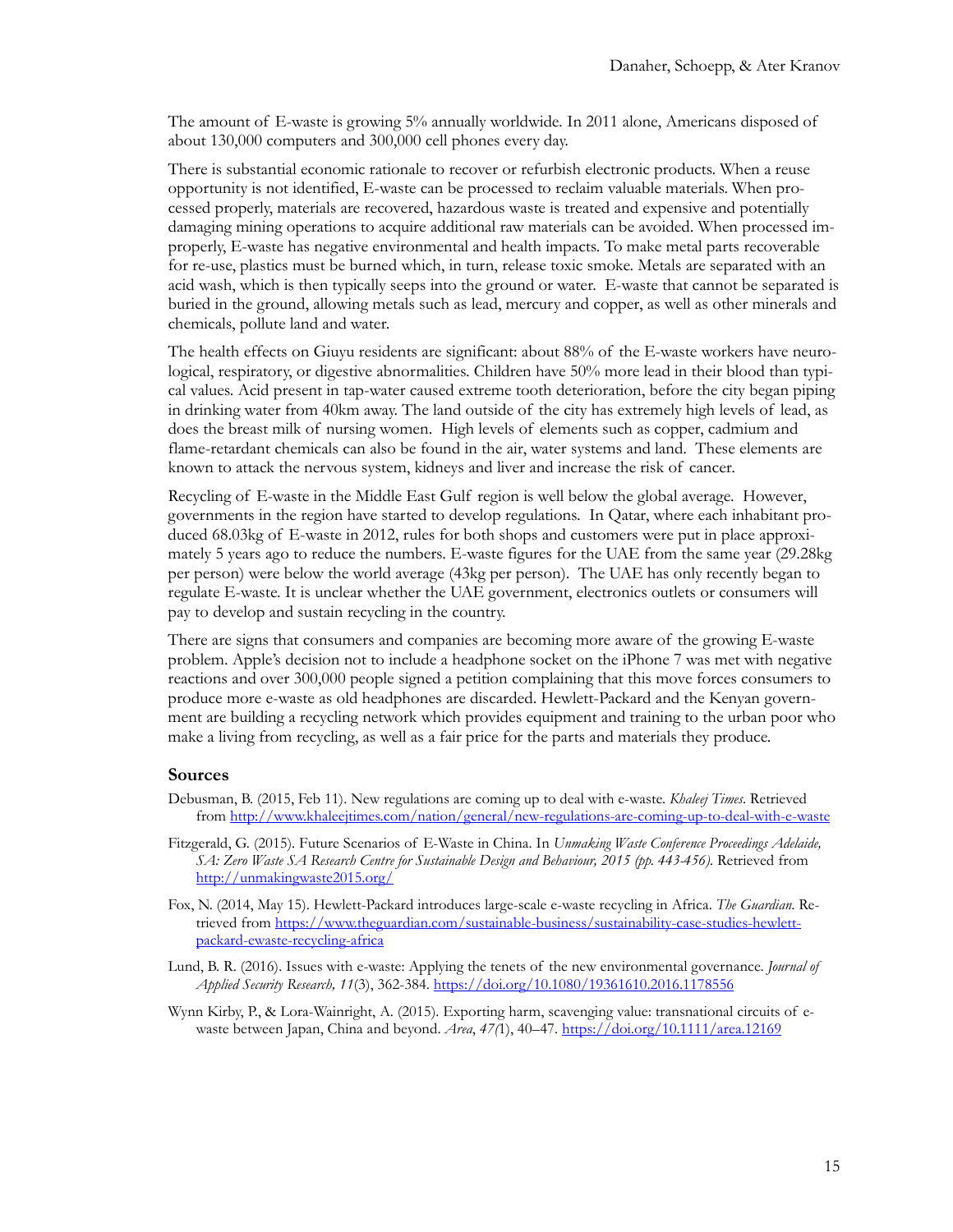The amount of E-waste is growing 5% annually worldwide. In 2011 alone, Americans disposed of about 130,000 computers and 300,000 cell phones every day.

There is substantial economic rationale to recover or refurbish electronic products. When a reuse opportunity is not identified, E-waste can be processed to reclaim valuable materials. When processed properly, materials are recovered, hazardous waste is treated and expensive and potentially damaging mining operations to acquire additional raw materials can be avoided. When processed improperly, E-waste has negative environmental and health impacts. To make metal parts recoverable for re-use, plastics must be burned which, in turn, release toxic smoke. Metals are separated with an acid wash, which is then typically seeps into the ground or water. E-waste that cannot be separated is buried in the ground, allowing metals such as lead, mercury and copper, as well as other minerals and chemicals, pollute land and water.

The health effects on Giuyu residents are significant: about 88% of the E-waste workers have neurological, respiratory, or digestive abnormalities. Children have 50% more lead in their blood than typical values. Acid present in tap-water caused extreme tooth deterioration, before the city began piping in drinking water from 40km away. The land outside of the city has extremely high levels of lead, as does the breast milk of nursing women. High levels of elements such as copper, cadmium and flame-retardant chemicals can also be found in the air, water systems and land. These elements are known to attack the nervous system, kidneys and liver and increase the risk of cancer.

Recycling of E-waste in the Middle East Gulf region is well below the global average. However, governments in the region have started to develop regulations. In Qatar, where each inhabitant produced 68.03kg of E-waste in 2012, rules for both shops and customers were put in place approximately 5 years ago to reduce the numbers. E-waste figures for the UAE from the same year (29.28kg per person) were below the world average (43kg per person). The UAE has only recently began to regulate E-waste. It is unclear whether the UAE government, electronics outlets or consumers will pay to develop and sustain recycling in the country.

There are signs that consumers and companies are becoming more aware of the growing E-waste problem. Apple's decision not to include a headphone socket on the iPhone 7 was met with negative reactions and over 300,000 people signed a petition complaining that this move forces consumers to produce more e-waste as old headphones are discarded. Hewlett-Packard and the Kenyan government are building a recycling network which provides equipment and training to the urban poor who make a living from recycling, as well as a fair price for the parts and materials they produce.

### Sources

Debusman, B. (2015, Feb 11). New regulations are coming up to deal with e-waste. *Khaleej Times*. Retrieved from http://www.khaleejtimes.com/nation/general/new-regulations-are-coming-up-to-deal-with-e-waste

Fitzgerald, G. (2015). Future Scenarios of E-Waste in China. In *Unmaking Waste Conference Proceedings Adelaide, SA: Zero Waste SA Research Centre for Sustainable Design and Behaviour, 2015 (pp. 443-456)*. Retrieved from http://unmakingwaste2015.org/

Fox, N. (2014, May 15). Hewlett-Packard introduces large-scale e-waste recycling in Africa. *The Guardian*. Retrieved from https://www.theguardian.com/sustainable-business/sustainability-case-studies-hewlett-packard-ewaste-recycling-africa

Lund, B. R. (2016). Issues with e-waste: Applying the tenets of the new environmental governance. *Journal of Applied Security Research, 11*(3), 362-384. https://doi.org/10.1080/19361610.2016.1178556

Wynn Kirby, P., & Lora-Wainright, A. (2015). Exporting harm, scavenging value: transnational circuits of e-waste between Japan, China and beyond. *Area*, *47(*1), 40–47. https://doi.org/10.1111/area.12169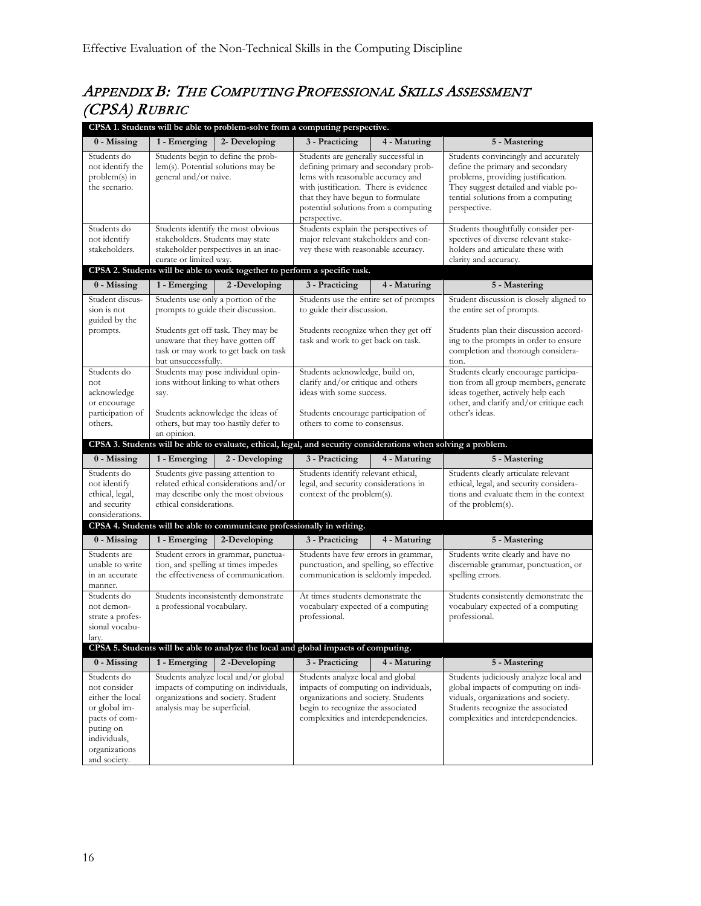## Appendix B: The Computing Professional Skills Assessment (CPSA) Rubric

| CPSA 1. Students will be able to problem-solve from a computing perspective. | | | | | |
|---|---|---|---|---|---|
| **0 - Missing** | **1 - Emerging** | **2- Developing** | **3 - Practicing** | **4 - Maturing** | **5 - Mastering** |
| Students do not identify the problem(s) in the scenario. | Students begin to define the problem(s). Potential solutions may be general and/or naive. | | Students are generally successful in defining primary and secondary problems with reasonable accuracy and with justification. There is evidence that they have begun to formulate potential solutions from a computing perspective. | | Students convincingly and accurately define the primary and secondary problems, providing justification. They suggest detailed and viable potential solutions from a computing perspective. |
| Students do not identify stakeholders. | Students identify the most obvious stakeholders. Students may state stakeholder perspectives in an inaccurate or limited way. | | Students explain the perspectives of major relevant stakeholders and convey these with reasonable accuracy. | | Students thoughtfully consider perspectives of diverse relevant stakeholders and articulate these with clarity and accuracy. |

| CPSA 2. Students will be able to work together to perform a specific task. | | | | | |
|---|---|---|---|---|---|
| **0 - Missing** | **1 - Emerging** | **2 -Developing** | **3 - Practicing** | **4 - Maturing** | **5 - Mastering** |
| Student discussion is not guided by the prompts. | Students use only a portion of the prompts to guide their discussion.<br><br>Students get off task. They may be unaware that they have gotten off task or may work to get back on task but unsuccessfully. | | Students use the entire set of prompts to guide their discussion.<br><br>Students recognize when they get off task and work to get back on task. | | Student discussion is closely aligned to the entire set of prompts.<br><br>Students plan their discussion according to the prompts in order to ensure completion and thorough consideration. |
| Students do not acknowledge or encourage participation of others. | Students may pose individual opinions without linking to what others say.<br><br>Students acknowledge the ideas of others, but may too hastily defer to an opinion. | | Students acknowledge, build on, clarify and/or critique and others ideas with some success.<br><br>Students encourage participation of others to come to consensus. | | Students clearly encourage participation from all group members, generate ideas together, actively help each other, and clarify and/or critique each other's ideas. |

| CPSA 3. Students will be able to evaluate, ethical, legal, and security considerations when solving a problem. | | | | | |
|---|---|---|---|---|---|
| **0 - Missing** | **1 - Emerging** | **2 - Developing** | **3 - Practicing** | **4 - Maturing** | **5 - Mastering** |
| Students do not identify ethical, legal, and security considerations. | Students give passing attention to related ethical considerations and/or may describe only the most obvious ethical considerations. | | Students identify relevant ethical, legal, and security considerations in context of the problem(s). | | Students clearly articulate relevant ethical, legal, and security considerations and evaluate them in the context of the problem(s). |

| CPSA 4. Students will be able to communicate professionally in writing. | | | | | |
|---|---|---|---|---|---|
| **0 - Missing** | **1 - Emerging** | **2-Developing** | **3 - Practicing** | **4 - Maturing** | **5 - Mastering** |
| Students are unable to write in an accurate manner. | Student errors in grammar, punctuation, and spelling at times impedes the effectiveness of communication. | | Students have few errors in grammar, punctuation, and spelling, so effective communication is seldomly impeded. | | Students write clearly and have no discernable grammar, punctuation, or spelling errors. |
| Students do not demonstrate a professional vocabulary. | Students inconsistently demonstrate a professional vocabulary. | | At times students demonstrate the vocabulary expected of a computing professional. | | Students consistently demonstrate the vocabulary expected of a computing professional. |

| CPSA 5. Students will be able to analyze the local and global impacts of computing. | | | | | |
|---|---|---|---|---|---|
| **0 - Missing** | **1 - Emerging** | **2 -Developing** | **3 - Practicing** | **4 - Maturing** | **5 - Mastering** |
| Students do not consider either the local or global impacts of computing on individuals, organizations and society. | Students analyze local and/or global impacts of computing on individuals, organizations and society. Student analysis may be superficial. | | Students analyze local and global impacts of computing on individuals, organizations and society. Students begin to recognize the associated complexities and interdependencies. | | Students judiciously analyze local and global impacts of computing on individuals, organizations and society. Students recognize the associated complexities and interdependencies. |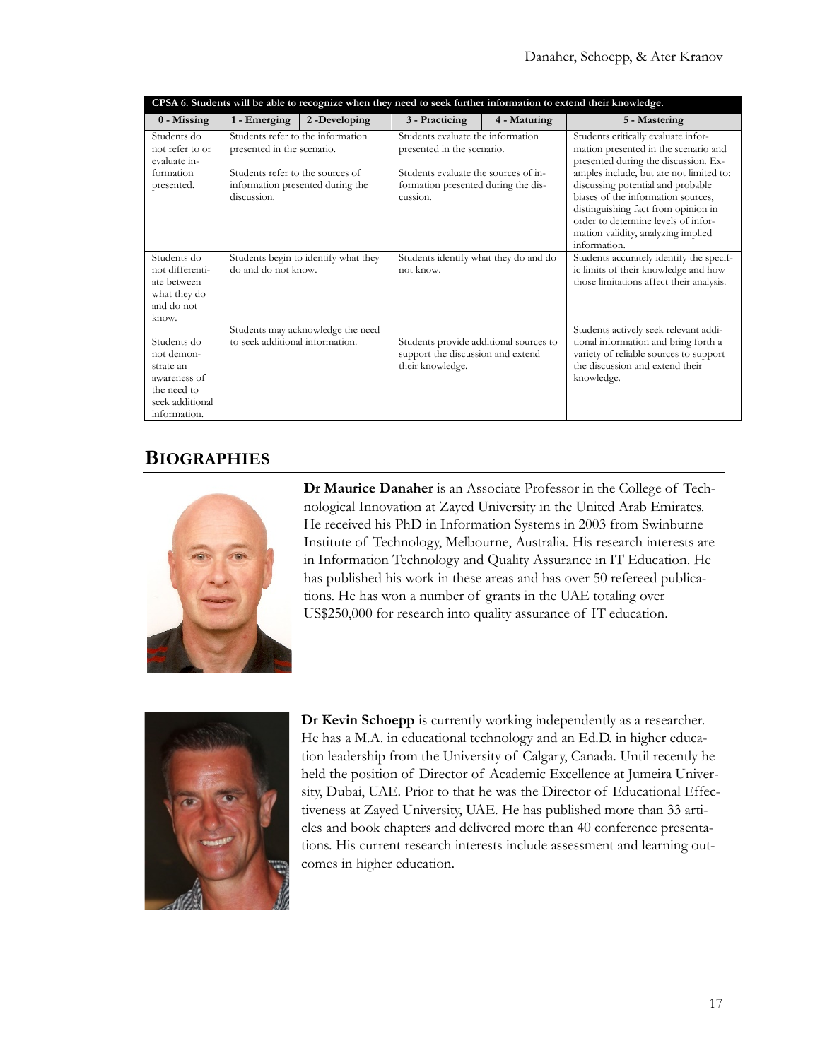| CPSA 6. Students will be able to recognize when they need to seek further information to extend their knowledge. | | | | | |
|---|---|---|---|---|---|
| 0 - Missing | 1 - Emerging | 2 -Developing | 3 - Practicing | 4 - Maturing | 5 - Mastering |
| Students do not refer to or evaluate information presented. | Students refer to the information presented in the scenario.<br><br>Students refer to the sources of information presented during the discussion. | | Students evaluate the information presented in the scenario.<br><br>Students evaluate the sources of information presented during the discussion. | | Students critically evaluate information presented in the scenario and presented during the discussion. Examples include, but are not limited to: discussing potential and probable biases of the information sources, distinguishing fact from opinion in order to determine levels of information validity, analyzing implied information. |
| Students do not differentiate between what they do and do not know.<br><br>Students do not demonstrate an awareness of the need to seek additional information. | Students begin to identify what they do and do not know.<br><br>Students may acknowledge the need to seek additional information. | | Students identify what they do and do not know.<br><br>Students provide additional sources to support the discussion and extend their knowledge. | | Students accurately identify the specific limits of their knowledge and how those limitations affect their analysis.<br><br>Students actively seek relevant additional information and bring forth a variety of reliable sources to support the discussion and extend their knowledge. |

## BIOGRAPHIES

**Dr Maurice Danaher** is an Associate Professor in the College of Technological Innovation at Zayed University in the United Arab Emirates. He received his PhD in Information Systems in 2003 from Swinburne Institute of Technology, Melbourne, Australia. His research interests are in Information Technology and Quality Assurance in IT Education. He has published his work in these areas and has over 50 refereed publications. He has won a number of grants in the UAE totaling over US$250,000 for research into quality assurance of IT education.

**Dr Kevin Schoepp** is currently working independently as a researcher. He has a M.A. in educational technology and an Ed.D. in higher education leadership from the University of Calgary, Canada. Until recently he held the position of Director of Academic Excellence at Jumeira University, Dubai, UAE. Prior to that he was the Director of Educational Effectiveness at Zayed University, UAE. He has published more than 33 articles and book chapters and delivered more than 40 conference presentations. His current research interests include assessment and learning outcomes in higher education.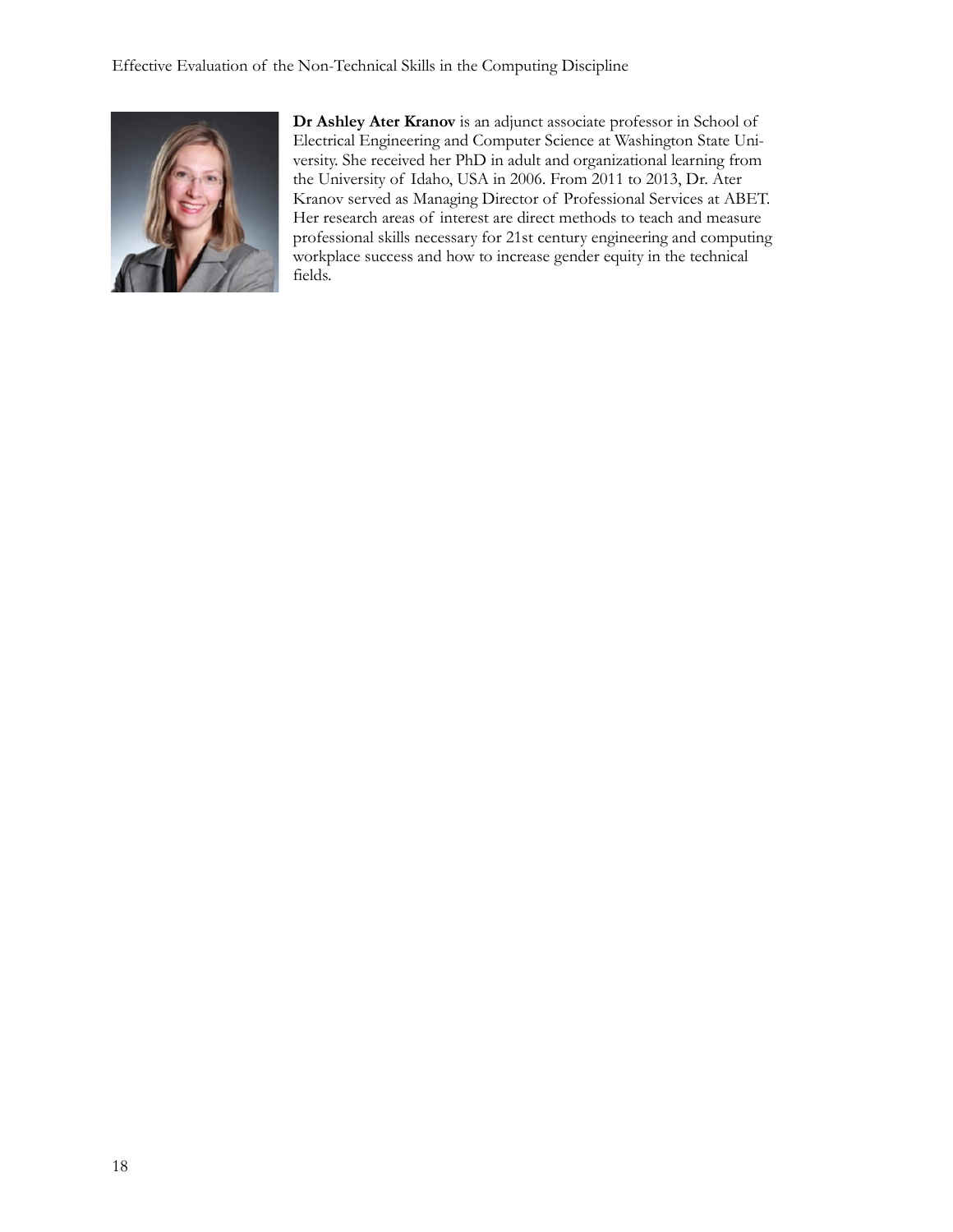**Dr Ashley Ater Kranov** is an adjunct associate professor in School of Electrical Engineering and Computer Science at Washington State University. She received her PhD in adult and organizational learning from the University of Idaho, USA in 2006. From 2011 to 2013, Dr. Ater Kranov served as Managing Director of Professional Services at ABET. Her research areas of interest are direct methods to teach and measure professional skills necessary for 21st century engineering and computing workplace success and how to increase gender equity in the technical fields.